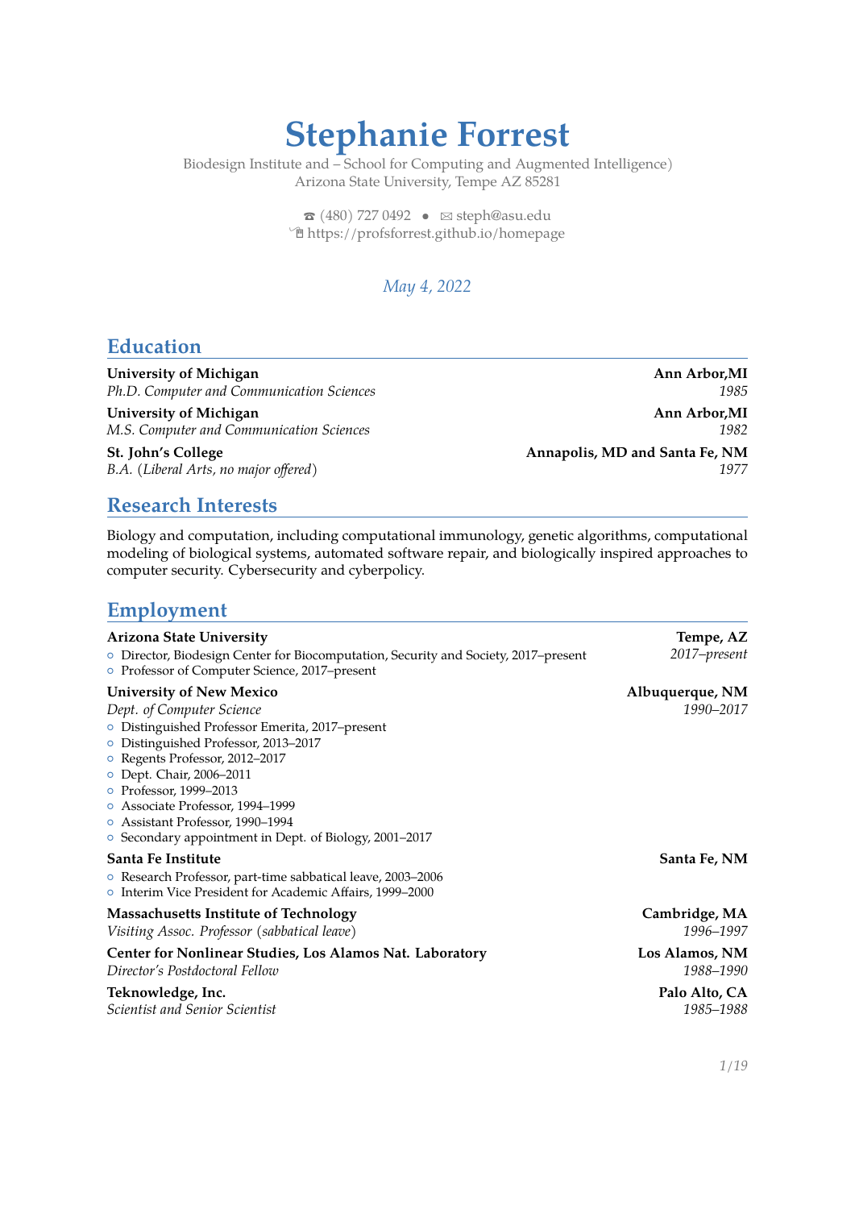# Stephanie Forrest

Biodesign Institute and – School for Computing and Augmented Intelligence)
Arizona State University, Tempe AZ 85281

☎ (480) 727 0492 • ✉ steph@asu.edu
https://profsforrest.github.io/homepage

*May 4, 2022*

## Education

**University of Michigan** — **Ann Arbor,MI**
*Ph.D. Computer and Communication Sciences* — *1985*

**University of Michigan** — **Ann Arbor,MI**
*M.S. Computer and Communication Sciences* — *1982*

**St. John's College** — **Annapolis, MD and Santa Fe, NM**
*B.A. (Liberal Arts, no major offered)* — *1977*

## Research Interests

Biology and computation, including computational immunology, genetic algorithms, computational modeling of biological systems, automated software repair, and biologically inspired approaches to computer security. Cybersecurity and cyberpolicy.

## Employment

**Arizona State University** — **Tempe, AZ**
*2017–present*
- Director, Biodesign Center for Biocomputation, Security and Society, 2017–present
- Professor of Computer Science, 2017–present

**University of New Mexico** — **Albuquerque, NM**
*Dept. of Computer Science* — *1990–2017*
- Distinguished Professor Emerita, 2017–present
- Distinguished Professor, 2013–2017
- Regents Professor, 2012–2017
- Dept. Chair, 2006–2011
- Professor, 1999–2013
- Associate Professor, 1994–1999
- Assistant Professor, 1990–1994
- Secondary appointment in Dept. of Biology, 2001–2017

**Santa Fe Institute** — **Santa Fe, NM**
- Research Professor, part-time sabbatical leave, 2003–2006
- Interim Vice President for Academic Affairs, 1999–2000

**Massachusetts Institute of Technology** — **Cambridge, MA**
*Visiting Assoc. Professor (sabbatical leave)* — *1996–1997*

**Center for Nonlinear Studies, Los Alamos Nat. Laboratory** — **Los Alamos, NM**
*Director's Postdoctoral Fellow* — *1988–1990*

**Teknowledge, Inc.** — **Palo Alto, CA**
*Scientist and Senior Scientist* — *1985–1988*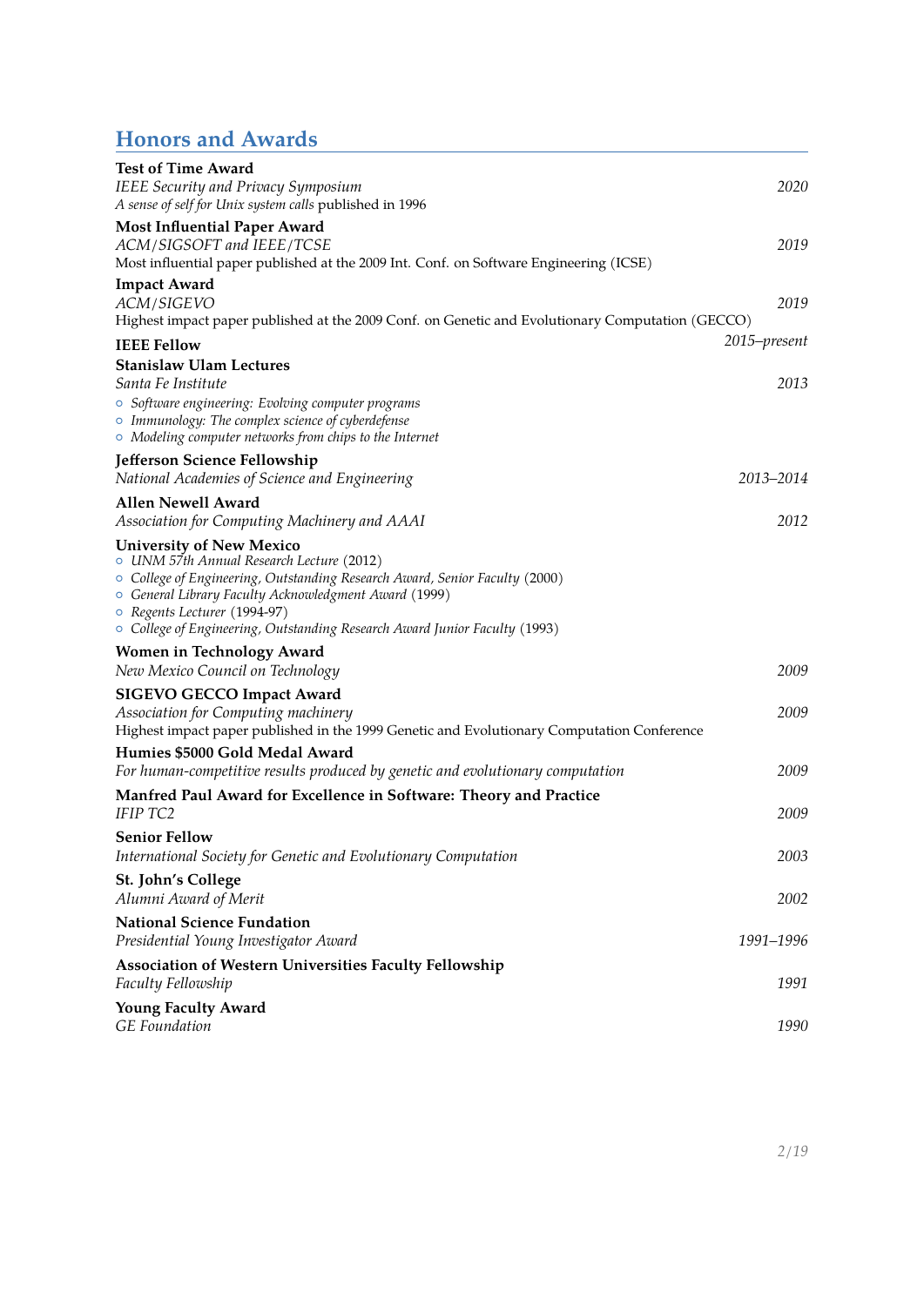## Honors and Awards

**Test of Time Award**
*IEEE Security and Privacy Symposium* — *2020*
*A sense of self for Unix system calls* published in 1996

**Most Influential Paper Award**
*ACM/SIGSOFT and IEEE/TCSE* — *2019*
Most influential paper published at the 2009 Int. Conf. on Software Engineering (ICSE)

**Impact Award**
*ACM/SIGEVO* — *2019*
Highest impact paper published at the 2009 Conf. on Genetic and Evolutionary Computation (GECCO)

**IEEE Fellow** — *2015–present*

**Stanislaw Ulam Lectures**
*Santa Fe Institute* — *2013*

- *Software engineering: Evolving computer programs*
- *Immunology: The complex science of cyberdefense*
- *Modeling computer networks from chips to the Internet*

**Jefferson Science Fellowship**
*National Academies of Science and Engineering* — *2013–2014*

**Allen Newell Award**
*Association for Computing Machinery and AAAI* — *2012*

**University of New Mexico**

- *UNM 57th Annual Research Lecture* (2012)
- *College of Engineering, Outstanding Research Award, Senior Faculty* (2000)
- *General Library Faculty Acknowledgment Award* (1999)
- *Regents Lecturer* (1994-97)
- *College of Engineering, Outstanding Research Award Junior Faculty* (1993)

**Women in Technology Award**
*New Mexico Council on Technology* — *2009*

**SIGEVO GECCO Impact Award**
*Association for Computing machinery* — *2009*
Highest impact paper published in the 1999 Genetic and Evolutionary Computation Conference

**Humies $5000 Gold Medal Award**
*For human-competitive results produced by genetic and evolutionary computation* — *2009*

**Manfred Paul Award for Excellence in Software: Theory and Practice**
*IFIP TC2* — *2009*

**Senior Fellow**
*International Society for Genetic and Evolutionary Computation* — *2003*

**St. John's College**
*Alumni Award of Merit* — *2002*

**National Science Fundation**
*Presidential Young Investigator Award* — *1991–1996*

**Association of Western Universities Faculty Fellowship**
*Faculty Fellowship* — *1991*

**Young Faculty Award**
*GE Foundation* — *1990*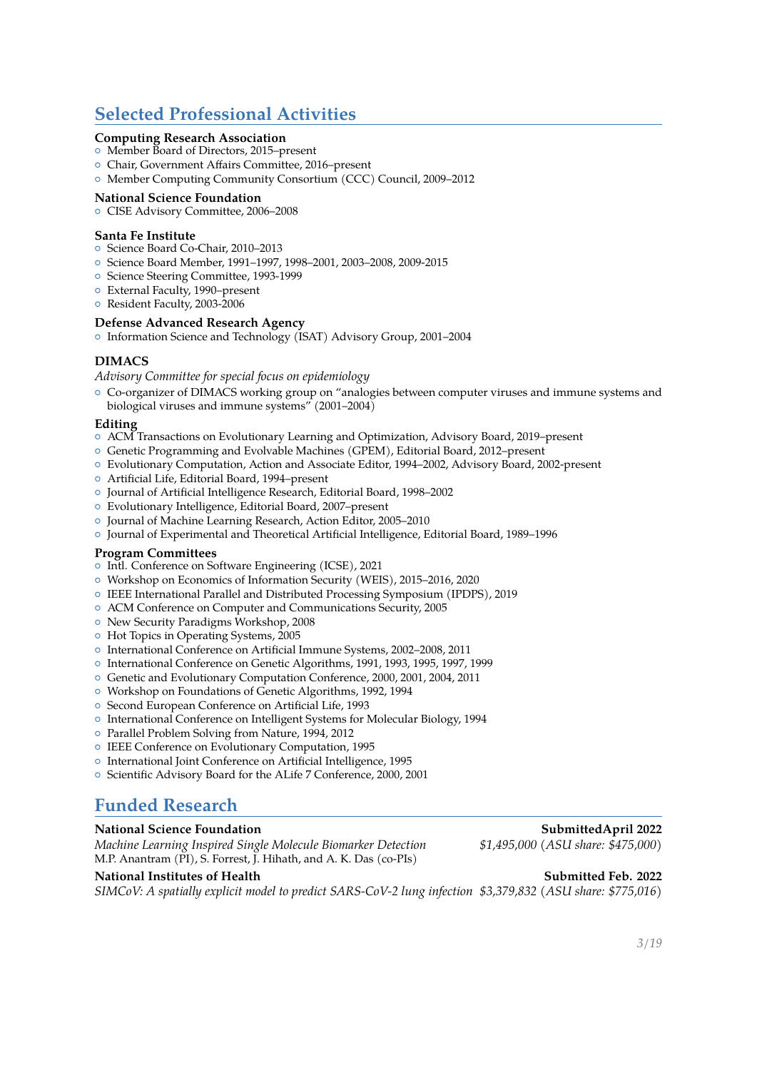# Selected Professional Activities

**Computing Research Association**

- Member Board of Directors, 2015–present
- Chair, Government Affairs Committee, 2016–present
- Member Computing Community Consortium (CCC) Council, 2009–2012

**National Science Foundation**

- CISE Advisory Committee, 2006–2008

**Santa Fe Institute**

- Science Board Co-Chair, 2010–2013
- Science Board Member, 1991–1997, 1998–2001, 2003–2008, 2009-2015
- Science Steering Committee, 1993-1999
- External Faculty, 1990–present
- Resident Faculty, 2003-2006

**Defense Advanced Research Agency**

- Information Science and Technology (ISAT) Advisory Group, 2001–2004

**DIMACS**

*Advisory Committee for special focus on epidemiology*

- Co-organizer of DIMACS working group on "analogies between computer viruses and immune systems and biological viruses and immune systems" (2001–2004)

**Editing**

- ACM Transactions on Evolutionary Learning and Optimization, Advisory Board, 2019–present
- Genetic Programming and Evolvable Machines (GPEM), Editorial Board, 2012–present
- Evolutionary Computation, Action and Associate Editor, 1994–2002, Advisory Board, 2002-present
- Artificial Life, Editorial Board, 1994–present
- Journal of Artificial Intelligence Research, Editorial Board, 1998–2002
- Evolutionary Intelligence, Editorial Board, 2007–present
- Journal of Machine Learning Research, Action Editor, 2005–2010
- Journal of Experimental and Theoretical Artificial Intelligence, Editorial Board, 1989–1996

**Program Committees**

- Intl. Conference on Software Engineering (ICSE), 2021
- Workshop on Economics of Information Security (WEIS), 2015–2016, 2020
- IEEE International Parallel and Distributed Processing Symposium (IPDPS), 2019
- ACM Conference on Computer and Communications Security, 2005
- New Security Paradigms Workshop, 2008
- Hot Topics in Operating Systems, 2005
- International Conference on Artificial Immune Systems, 2002–2008, 2011
- International Conference on Genetic Algorithms, 1991, 1993, 1995, 1997, 1999
- Genetic and Evolutionary Computation Conference, 2000, 2001, 2004, 2011
- Workshop on Foundations of Genetic Algorithms, 1992, 1994
- Second European Conference on Artificial Life, 1993
- International Conference on Intelligent Systems for Molecular Biology, 1994
- Parallel Problem Solving from Nature, 1994, 2012
- IEEE Conference on Evolutionary Computation, 1995
- International Joint Conference on Artificial Intelligence, 1995
- Scientific Advisory Board for the ALife 7 Conference, 2000, 2001

# Funded Research

**National Science Foundation** **SubmittedApril 2022**
*Machine Learning Inspired Single Molecule Biomarker Detection* *$1,495,000* (*ASU share: $475,000*)
M.P. Anantram (PI), S. Forrest, J. Hihath, and A. K. Das (co-PIs)

**National Institutes of Health** **Submitted Feb. 2022**
*SIMCoV: A spatially explicit model to predict SARS-CoV-2 lung infection* *$3,379,832* (*ASU share: $775,016*)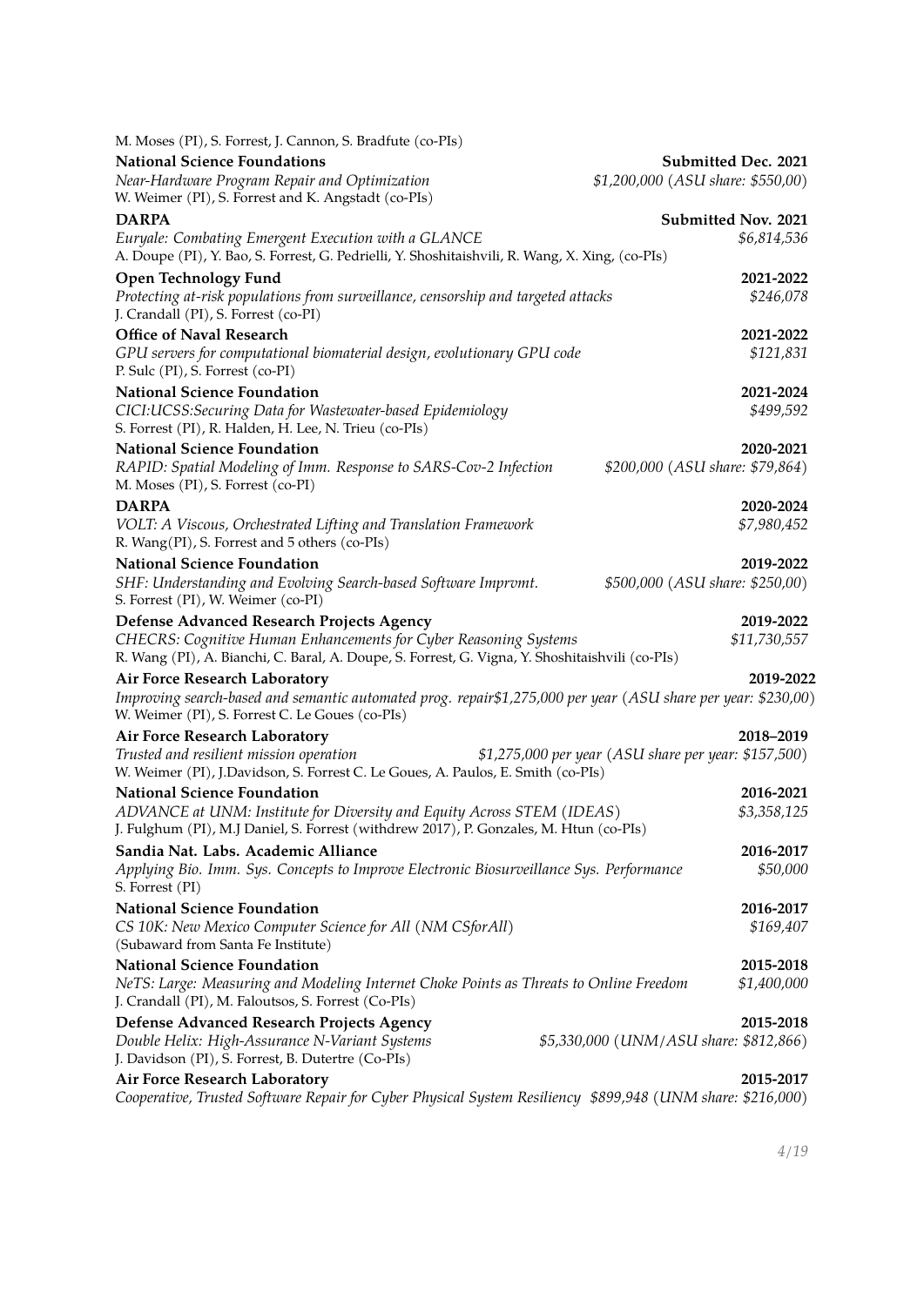M. Moses (PI), S. Forrest, J. Cannon, S. Bradfute (co-PIs)

**National Science Foundations** **Submitted Dec. 2021**
*Near-Hardware Program Repair and Optimization* *$1,200,000 (ASU share: $550,00)*
W. Weimer (PI), S. Forrest and K. Angstadt (co-PIs)

**DARPA** **Submitted Nov. 2021**
*Euryale: Combating Emergent Execution with a GLANCE* *$6,814,536*
A. Doupe (PI), Y. Bao, S. Forrest, G. Pedrielli, Y. Shoshitaishvili, R. Wang, X. Xing, (co-PIs)

**Open Technology Fund** **2021-2022**
*Protecting at-risk populations from surveillance, censorship and targeted attacks* *$246,078*
J. Crandall (PI), S. Forrest (co-PI)

**Office of Naval Research** **2021-2022**
*GPU servers for computational biomaterial design, evolutionary GPU code* *$121,831*
P. Sulc (PI), S. Forrest (co-PI)

**National Science Foundation** **2021-2024**
*CICI:UCSS:Securing Data for Wastewater-based Epidemiology* *$499,592*
S. Forrest (PI), R. Halden, H. Lee, N. Trieu (co-PIs)

**National Science Foundation** **2020-2021**
*RAPID: Spatial Modeling of Imm. Response to SARS-Cov-2 Infection* *$200,000 (ASU share: $79,864)*
M. Moses (PI), S. Forrest (co-PI)

**DARPA** **2020-2024**
*VOLT: A Viscous, Orchestrated Lifting and Translation Framework* *$7,980,452*
R. Wang(PI), S. Forrest and 5 others (co-PIs)

**National Science Foundation** **2019-2022**
*SHF: Understanding and Evolving Search-based Software Imprvmt.* *$500,000 (ASU share: $250,00)*
S. Forrest (PI), W. Weimer (co-PI)

**Defense Advanced Research Projects Agency** **2019-2022**
*CHECRS: Cognitive Human Enhancements for Cyber Reasoning Systems* *$11,730,557*
R. Wang (PI), A. Bianchi, C. Baral, A. Doupe, S. Forrest, G. Vigna, Y. Shoshitaishvili (co-PIs)

**Air Force Research Laboratory** **2019-2022**
*Improving search-based and semantic automated prog. repair$1,275,000 per year (ASU share per year: $230,00)*
W. Weimer (PI), S. Forrest C. Le Goues (co-PIs)

**Air Force Research Laboratory** **2018–2019**
*Trusted and resilient mission operation* *$1,275,000 per year (ASU share per year: $157,500)*
W. Weimer (PI), J.Davidson, S. Forrest C. Le Goues, A. Paulos, E. Smith (co-PIs)

**National Science Foundation** **2016-2021**
*ADVANCE at UNM: Institute for Diversity and Equity Across STEM (IDEAS)* *$3,358,125*
J. Fulghum (PI), M.J Daniel, S. Forrest (withdrew 2017), P. Gonzales, M. Htun (co-PIs)

**Sandia Nat. Labs. Academic Alliance** **2016-2017**
*Applying Bio. Imm. Sys. Concepts to Improve Electronic Biosurveillance Sys. Performance* *$50,000*
S. Forrest (PI)

**National Science Foundation** **2016-2017**
*CS 10K: New Mexico Computer Science for All (NM CSforAll)* *$169,407*
(Subaward from Santa Fe Institute)

**National Science Foundation** **2015-2018**
*NeTS: Large: Measuring and Modeling Internet Choke Points as Threats to Online Freedom* *$1,400,000*
J. Crandall (PI), M. Faloutsos, S. Forrest (Co-PIs)

**Defense Advanced Research Projects Agency** **2015-2018**
*Double Helix: High-Assurance N-Variant Systems* *$5,330,000 (UNM/ASU share: $812,866)*
J. Davidson (PI), S. Forrest, B. Dutertre (Co-PIs)

**Air Force Research Laboratory** **2015-2017**
*Cooperative, Trusted Software Repair for Cyber Physical System Resiliency $899,948 (UNM share: $216,000)*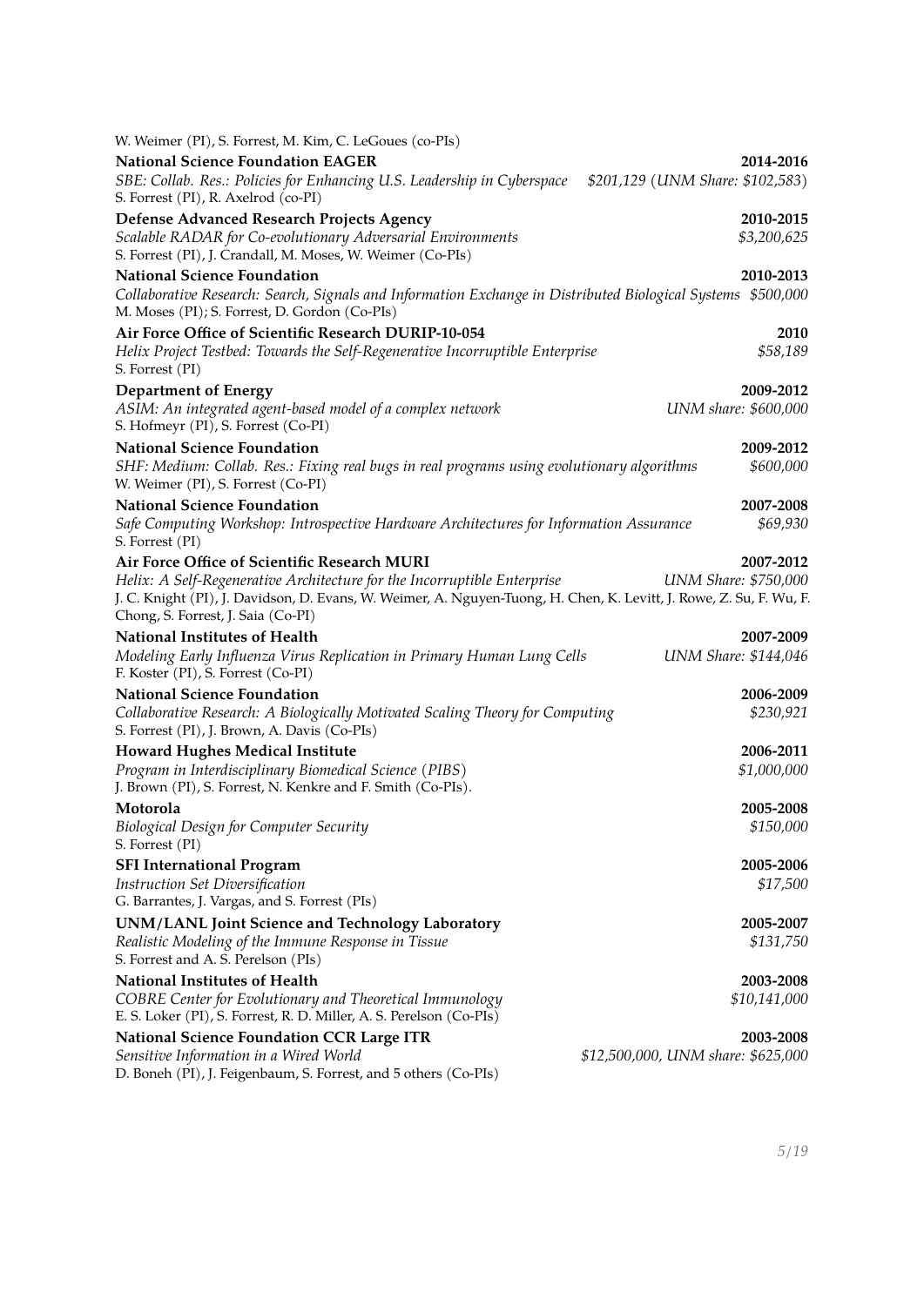W. Weimer (PI), S. Forrest, M. Kim, C. LeGoues (co-PIs)

**National Science Foundation EAGER** **2014-2016**
*SBE: Collab. Res.: Policies for Enhancing U.S. Leadership in Cyberspace* *$201,129 (UNM Share: $102,583)*
S. Forrest (PI), R. Axelrod (co-PI)

**Defense Advanced Research Projects Agency** **2010-2015**
*Scalable RADAR for Co-evolutionary Adversarial Environments* *$3,200,625*
S. Forrest (PI), J. Crandall, M. Moses, W. Weimer (Co-PIs)

**National Science Foundation** **2010-2013**
*Collaborative Research: Search, Signals and Information Exchange in Distributed Biological Systems* *$500,000*
M. Moses (PI); S. Forrest, D. Gordon (Co-PIs)

**Air Force Office of Scientific Research DURIP-10-054** **2010**
*Helix Project Testbed: Towards the Self-Regenerative Incorruptible Enterprise* *$58,189*
S. Forrest (PI)

**Department of Energy** **2009-2012**
*ASIM: An integrated agent-based model of a complex network* *UNM share: $600,000*
S. Hofmeyr (PI), S. Forrest (Co-PI)

**National Science Foundation** **2009-2012**
*SHF: Medium: Collab. Res.: Fixing real bugs in real programs using evolutionary algorithms* *$600,000*
W. Weimer (PI), S. Forrest (Co-PI)

**National Science Foundation** **2007-2008**
*Safe Computing Workshop: Introspective Hardware Architectures for Information Assurance* *$69,930*
S. Forrest (PI)

**Air Force Office of Scientific Research MURI** **2007-2012**
*Helix: A Self-Regenerative Architecture for the Incorruptible Enterprise* *UNM Share: $750,000*
J. C. Knight (PI), J. Davidson, D. Evans, W. Weimer, A. Nguyen-Tuong, H. Chen, K. Levitt, J. Rowe, Z. Su, F. Wu, F. Chong, S. Forrest, J. Saia (Co-PI)

**National Institutes of Health** **2007-2009**
*Modeling Early Influenza Virus Replication in Primary Human Lung Cells* *UNM Share: $144,046*
F. Koster (PI), S. Forrest (Co-PI)

**National Science Foundation** **2006-2009**
*Collaborative Research: A Biologically Motivated Scaling Theory for Computing* *$230,921*
S. Forrest (PI), J. Brown, A. Davis (Co-PIs)

**Howard Hughes Medical Institute** **2006-2011**
*Program in Interdisciplinary Biomedical Science (PIBS)* *$1,000,000*
J. Brown (PI), S. Forrest, N. Kenkre and F. Smith (Co-PIs).

**Motorola** **2005-2008**
*Biological Design for Computer Security* *$150,000*
S. Forrest (PI)

**SFI International Program** **2005-2006**
*Instruction Set Diversification* *$17,500*
G. Barrantes, J. Vargas, and S. Forrest (PIs)

**UNM/LANL Joint Science and Technology Laboratory** **2005-2007**
*Realistic Modeling of the Immune Response in Tissue* *$131,750*
S. Forrest and A. S. Perelson (PIs)

**National Institutes of Health** **2003-2008**
*COBRE Center for Evolutionary and Theoretical Immunology* *$10,141,000*
E. S. Loker (PI), S. Forrest, R. D. Miller, A. S. Perelson (Co-PIs)

**National Science Foundation CCR Large ITR** **2003-2008**
*Sensitive Information in a Wired World* *$12,500,000, UNM share: $625,000*
D. Boneh (PI), J. Feigenbaum, S. Forrest, and 5 others (Co-PIs)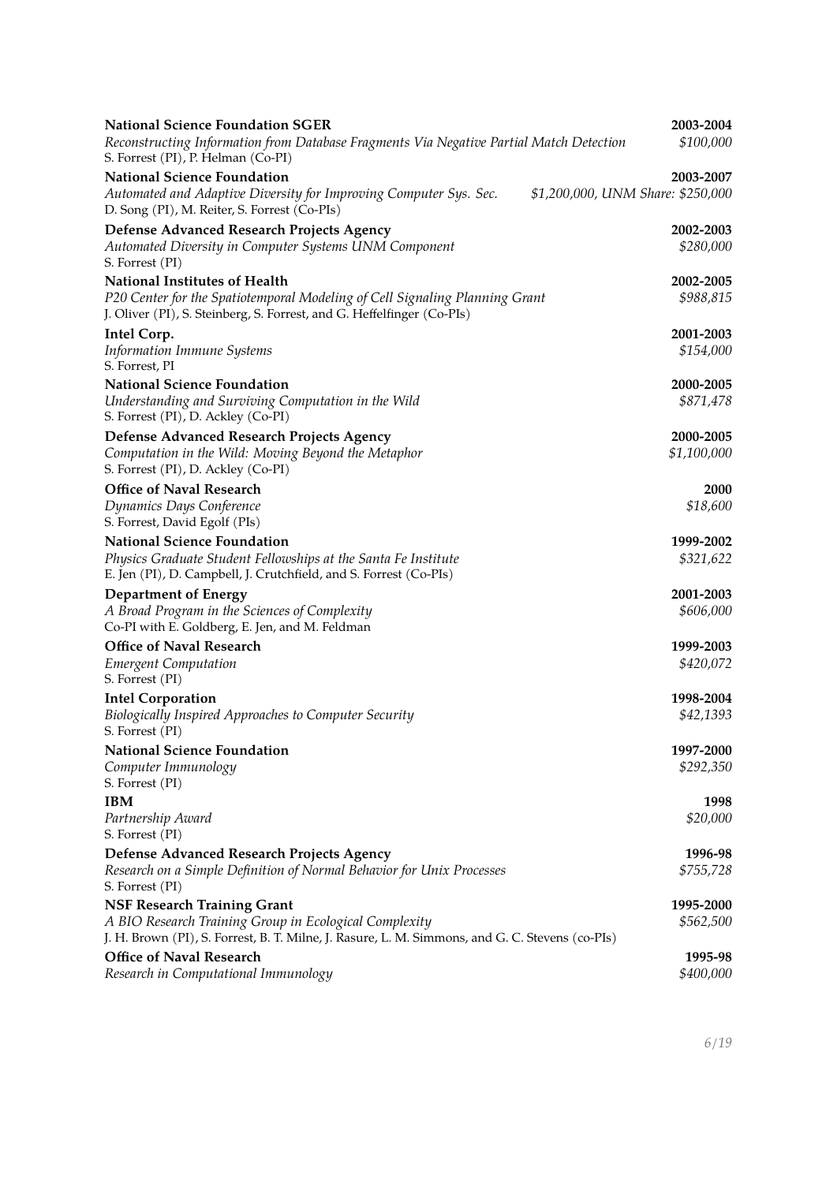**National Science Foundation SGER** — **2003-2004**
*Reconstructing Information from Database Fragments Via Negative Partial Match Detection* — *$100,000*
S. Forrest (PI), P. Helman (Co-PI)

**National Science Foundation** — **2003-2007**
*Automated and Adaptive Diversity for Improving Computer Sys. Sec.* — *$1,200,000, UNM Share: $250,000*
D. Song (PI), M. Reiter, S. Forrest (Co-PIs)

**Defense Advanced Research Projects Agency** — **2002-2003**
*Automated Diversity in Computer Systems UNM Component* — *$280,000*
S. Forrest (PI)

**National Institutes of Health** — **2002-2005**
*P20 Center for the Spatiotemporal Modeling of Cell Signaling Planning Grant* — *$988,815*
J. Oliver (PI), S. Steinberg, S. Forrest, and G. Heffelfinger (Co-PIs)

**Intel Corp.** — **2001-2003**
*Information Immune Systems* — *$154,000*
S. Forrest, PI

**National Science Foundation** — **2000-2005**
*Understanding and Surviving Computation in the Wild* — *$871,478*
S. Forrest (PI), D. Ackley (Co-PI)

**Defense Advanced Research Projects Agency** — **2000-2005**
*Computation in the Wild: Moving Beyond the Metaphor* — *$1,100,000*
S. Forrest (PI), D. Ackley (Co-PI)

**Office of Naval Research** — **2000**
*Dynamics Days Conference* — *$18,600*
S. Forrest, David Egolf (PIs)

**National Science Foundation** — **1999-2002**
*Physics Graduate Student Fellowships at the Santa Fe Institute* — *$321,622*
E. Jen (PI), D. Campbell, J. Crutchfield, and S. Forrest (Co-PIs)

**Department of Energy** — **2001-2003**
*A Broad Program in the Sciences of Complexity* — *$606,000*
Co-PI with E. Goldberg, E. Jen, and M. Feldman

**Office of Naval Research** — **1999-2003**
*Emergent Computation* — *$420,072*
S. Forrest (PI)

**Intel Corporation** — **1998-2004**
*Biologically Inspired Approaches to Computer Security* — *$42,1393*
S. Forrest (PI)

**National Science Foundation** — **1997-2000**
*Computer Immunology* — *$292,350*
S. Forrest (PI)

**IBM** — **1998**
*Partnership Award* — *$20,000*
S. Forrest (PI)

**Defense Advanced Research Projects Agency** — **1996-98**
*Research on a Simple Definition of Normal Behavior for Unix Processes* — *$755,728*
S. Forrest (PI)

**NSF Research Training Grant** — **1995-2000**
*A BIO Research Training Group in Ecological Complexity* — *$562,500*
J. H. Brown (PI), S. Forrest, B. T. Milne, J. Rasure, L. M. Simmons, and G. C. Stevens (co-PIs)

**Office of Naval Research** — **1995-98**
*Research in Computational Immunology* — *$400,000*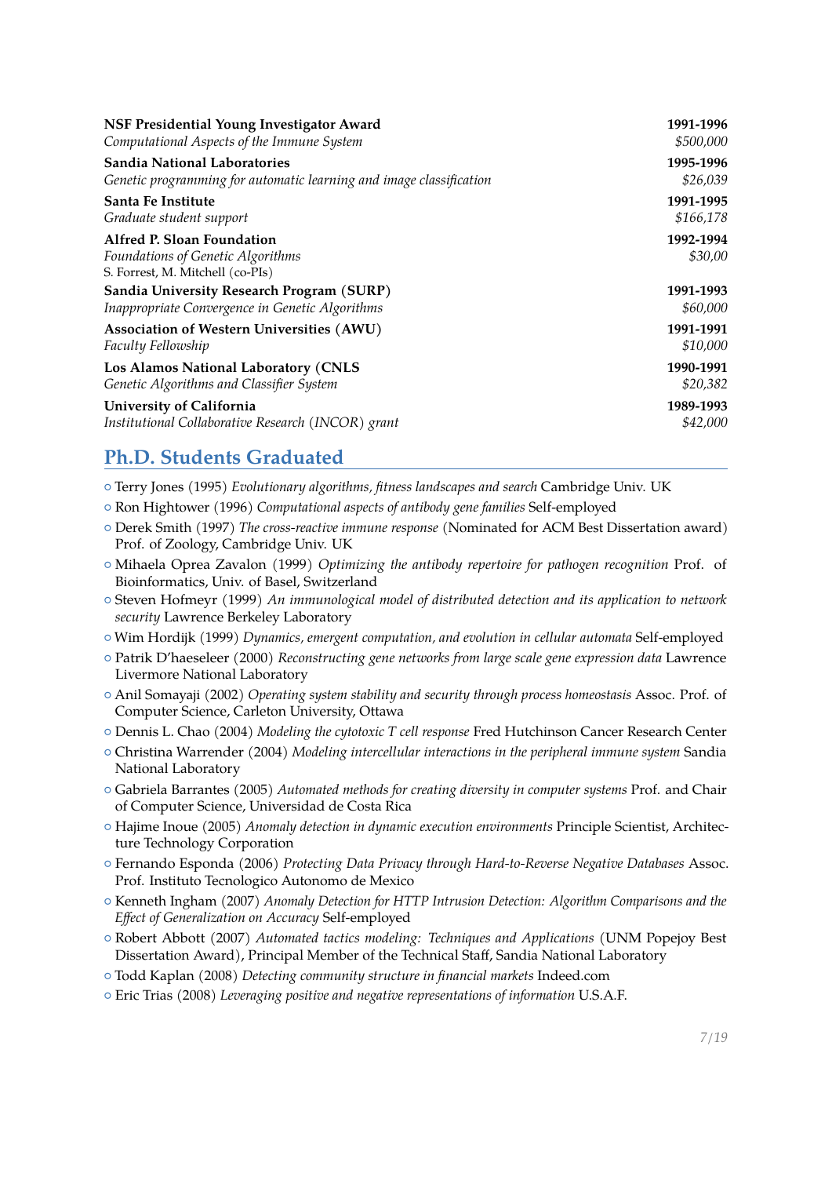**NSF Presidential Young Investigator Award** **1991-1996**
*Computational Aspects of the Immune System* *$500,000*

**Sandia National Laboratories** **1995-1996**
*Genetic programming for automatic learning and image classification* *$26,039*

**Santa Fe Institute** **1991-1995**
*Graduate student support* *$166,178*

**Alfred P. Sloan Foundation** **1992-1994**
*Foundations of Genetic Algorithms* *$30,00*
S. Forrest, M. Mitchell (co-PIs)

**Sandia University Research Program (SURP)** **1991-1993**
*Inappropriate Convergence in Genetic Algorithms* *$60,000*

**Association of Western Universities (AWU)** **1991-1991**
*Faculty Fellowship* *$10,000*

**Los Alamos National Laboratory (CNLS** **1990-1991**
*Genetic Algorithms and Classifier System* *$20,382*

**University of California** **1989-1993**
*Institutional Collaborative Research (INCOR) grant* *$42,000*

## Ph.D. Students Graduated

- Terry Jones (1995) *Evolutionary algorithms, fitness landscapes and search* Cambridge Univ. UK
- Ron Hightower (1996) *Computational aspects of antibody gene families* Self-employed
- Derek Smith (1997) *The cross-reactive immune response* (Nominated for ACM Best Dissertation award) Prof. of Zoology, Cambridge Univ. UK
- Mihaela Oprea Zavalon (1999) *Optimizing the antibody repertoire for pathogen recognition* Prof. of Bioinformatics, Univ. of Basel, Switzerland
- Steven Hofmeyr (1999) *An immunological model of distributed detection and its application to network security* Lawrence Berkeley Laboratory
- Wim Hordijk (1999) *Dynamics, emergent computation, and evolution in cellular automata* Self-employed
- Patrik D'haeseleer (2000) *Reconstructing gene networks from large scale gene expression data* Lawrence Livermore National Laboratory
- Anil Somayaji (2002) *Operating system stability and security through process homeostasis* Assoc. Prof. of Computer Science, Carleton University, Ottawa
- Dennis L. Chao (2004) *Modeling the cytotoxic T cell response* Fred Hutchinson Cancer Research Center
- Christina Warrender (2004) *Modeling intercellular interactions in the peripheral immune system* Sandia National Laboratory
- Gabriela Barrantes (2005) *Automated methods for creating diversity in computer systems* Prof. and Chair of Computer Science, Universidad de Costa Rica
- Hajime Inoue (2005) *Anomaly detection in dynamic execution environments* Principle Scientist, Architecture Technology Corporation
- Fernando Esponda (2006) *Protecting Data Privacy through Hard-to-Reverse Negative Databases* Assoc. Prof. Instituto Tecnologico Autonomo de Mexico
- Kenneth Ingham (2007) *Anomaly Detection for HTTP Intrusion Detection: Algorithm Comparisons and the Effect of Generalization on Accuracy* Self-employed
- Robert Abbott (2007) *Automated tactics modeling: Techniques and Applications* (UNM Popejoy Best Dissertation Award), Principal Member of the Technical Staff, Sandia National Laboratory
- Todd Kaplan (2008) *Detecting community structure in financial markets* Indeed.com
- Eric Trias (2008) *Leveraging positive and negative representations of information* U.S.A.F.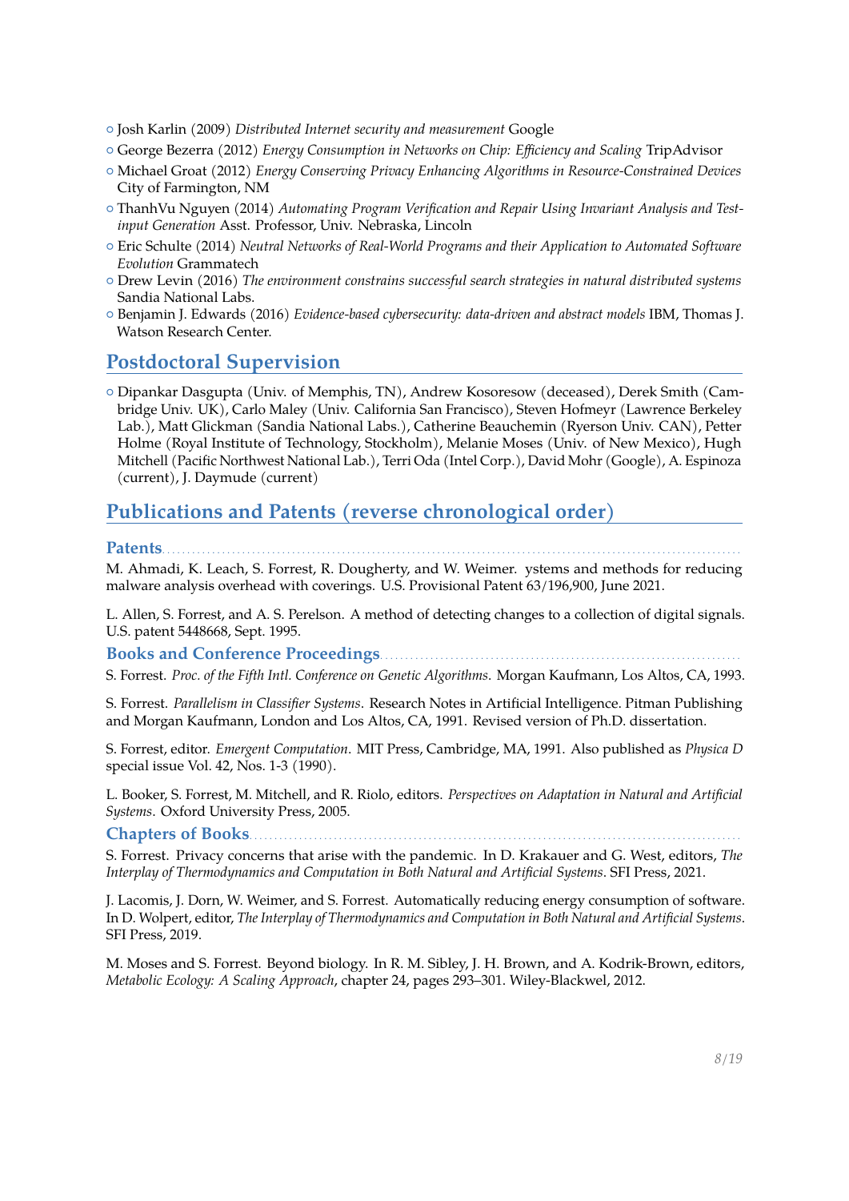- Josh Karlin (2009) *Distributed Internet security and measurement* Google
- George Bezerra (2012) *Energy Consumption in Networks on Chip: Efficiency and Scaling* TripAdvisor
- Michael Groat (2012) *Energy Conserving Privacy Enhancing Algorithms in Resource-Constrained Devices* City of Farmington, NM
- ThanhVu Nguyen (2014) *Automating Program Verification and Repair Using Invariant Analysis and Test-input Generation* Asst. Professor, Univ. Nebraska, Lincoln
- Eric Schulte (2014) *Neutral Networks of Real-World Programs and their Application to Automated Software Evolution* Grammatech
- Drew Levin (2016) *The environment constrains successful search strategies in natural distributed systems* Sandia National Labs.
- Benjamin J. Edwards (2016) *Evidence-based cybersecurity: data-driven and abstract models* IBM, Thomas J. Watson Research Center.

## Postdoctoral Supervision

- Dipankar Dasgupta (Univ. of Memphis, TN), Andrew Kosoresow (deceased), Derek Smith (Cambridge Univ. UK), Carlo Maley (Univ. California San Francisco), Steven Hofmeyr (Lawrence Berkeley Lab.), Matt Glickman (Sandia National Labs.), Catherine Beauchemin (Ryerson Univ. CAN), Petter Holme (Royal Institute of Technology, Stockholm), Melanie Moses (Univ. of New Mexico), Hugh Mitchell (Pacific Northwest National Lab.), Terri Oda (Intel Corp.), David Mohr (Google), A. Espinoza (current), J. Daymude (current)

## Publications and Patents (reverse chronological order)

### Patents

M. Ahmadi, K. Leach, S. Forrest, R. Dougherty, and W. Weimer. ystems and methods for reducing malware analysis overhead with coverings. U.S. Provisional Patent 63/196,900, June 2021.

L. Allen, S. Forrest, and A. S. Perelson. A method of detecting changes to a collection of digital signals. U.S. patent 5448668, Sept. 1995.

### Books and Conference Proceedings

S. Forrest. *Proc. of the Fifth Intl. Conference on Genetic Algorithms*. Morgan Kaufmann, Los Altos, CA, 1993.

S. Forrest. *Parallelism in Classifier Systems*. Research Notes in Artificial Intelligence. Pitman Publishing and Morgan Kaufmann, London and Los Altos, CA, 1991. Revised version of Ph.D. dissertation.

S. Forrest, editor. *Emergent Computation*. MIT Press, Cambridge, MA, 1991. Also published as *Physica D* special issue Vol. 42, Nos. 1-3 (1990).

L. Booker, S. Forrest, M. Mitchell, and R. Riolo, editors. *Perspectives on Adaptation in Natural and Artificial Systems*. Oxford University Press, 2005.

### Chapters of Books

S. Forrest. Privacy concerns that arise with the pandemic. In D. Krakauer and G. West, editors, *The Interplay of Thermodynamics and Computation in Both Natural and Artificial Systems*. SFI Press, 2021.

J. Lacomis, J. Dorn, W. Weimer, and S. Forrest. Automatically reducing energy consumption of software. In D. Wolpert, editor, *The Interplay of Thermodynamics and Computation in Both Natural and Artificial Systems*. SFI Press, 2019.

M. Moses and S. Forrest. Beyond biology. In R. M. Sibley, J. H. Brown, and A. Kodrik-Brown, editors, *Metabolic Ecology: A Scaling Approach*, chapter 24, pages 293–301. Wiley-Blackwel, 2012.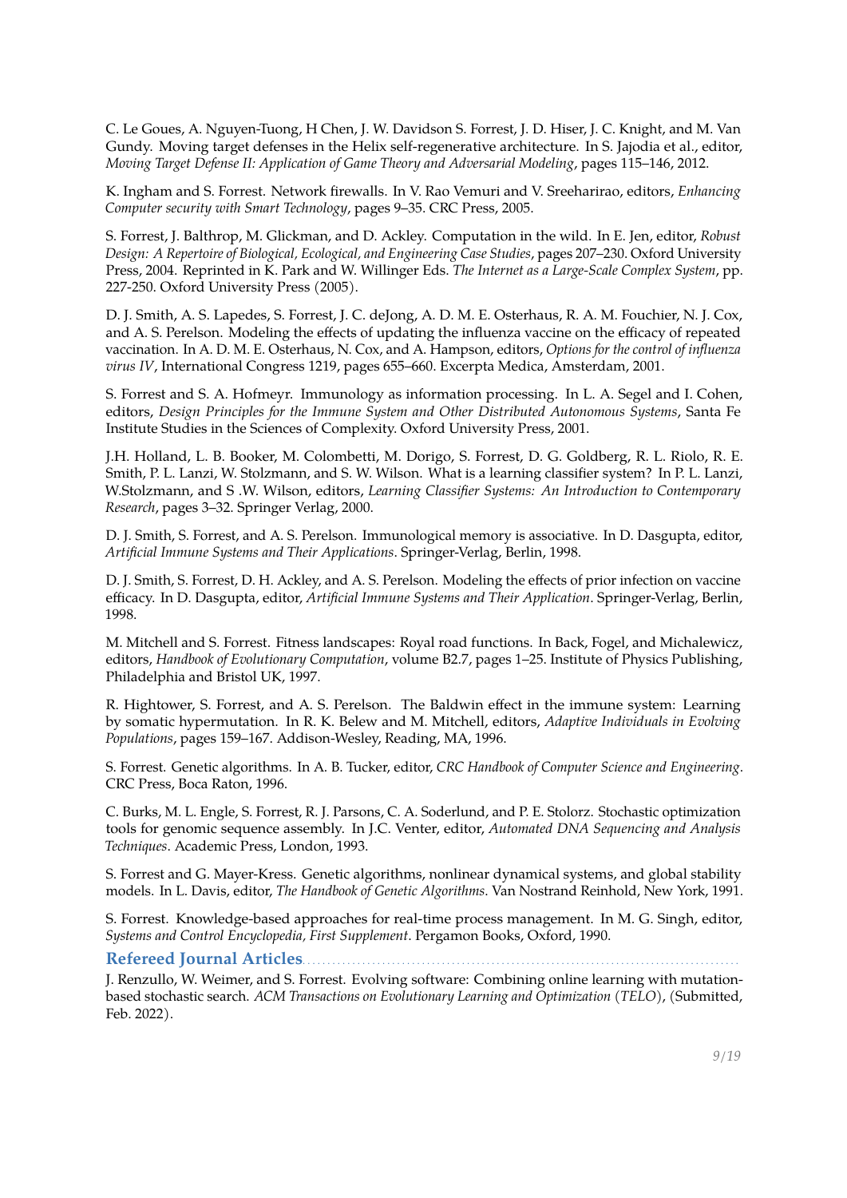C. Le Goues, A. Nguyen-Tuong, H Chen, J. W. Davidson S. Forrest, J. D. Hiser, J. C. Knight, and M. Van Gundy. Moving target defenses in the Helix self-regenerative architecture. In S. Jajodia et al., editor, *Moving Target Defense II: Application of Game Theory and Adversarial Modeling*, pages 115–146, 2012.

K. Ingham and S. Forrest. Network firewalls. In V. Rao Vemuri and V. Sreeharirao, editors, *Enhancing Computer security with Smart Technology*, pages 9–35. CRC Press, 2005.

S. Forrest, J. Balthrop, M. Glickman, and D. Ackley. Computation in the wild. In E. Jen, editor, *Robust Design: A Repertoire of Biological, Ecological, and Engineering Case Studies*, pages 207–230. Oxford University Press, 2004. Reprinted in K. Park and W. Willinger Eds. *The Internet as a Large-Scale Complex System*, pp. 227-250. Oxford University Press (2005).

D. J. Smith, A. S. Lapedes, S. Forrest, J. C. deJong, A. D. M. E. Osterhaus, R. A. M. Fouchier, N. J. Cox, and A. S. Perelson. Modeling the effects of updating the influenza vaccine on the efficacy of repeated vaccination. In A. D. M. E. Osterhaus, N. Cox, and A. Hampson, editors, *Options for the control of influenza virus IV*, International Congress 1219, pages 655–660. Excerpta Medica, Amsterdam, 2001.

S. Forrest and S. A. Hofmeyr. Immunology as information processing. In L. A. Segel and I. Cohen, editors, *Design Principles for the Immune System and Other Distributed Autonomous Systems*, Santa Fe Institute Studies in the Sciences of Complexity. Oxford University Press, 2001.

J.H. Holland, L. B. Booker, M. Colombetti, M. Dorigo, S. Forrest, D. G. Goldberg, R. L. Riolo, R. E. Smith, P. L. Lanzi, W. Stolzmann, and S. W. Wilson. What is a learning classifier system? In P. L. Lanzi, W.Stolzmann, and S .W. Wilson, editors, *Learning Classifier Systems: An Introduction to Contemporary Research*, pages 3–32. Springer Verlag, 2000.

D. J. Smith, S. Forrest, and A. S. Perelson. Immunological memory is associative. In D. Dasgupta, editor, *Artificial Immune Systems and Their Applications*. Springer-Verlag, Berlin, 1998.

D. J. Smith, S. Forrest, D. H. Ackley, and A. S. Perelson. Modeling the effects of prior infection on vaccine efficacy. In D. Dasgupta, editor, *Artificial Immune Systems and Their Application*. Springer-Verlag, Berlin, 1998.

M. Mitchell and S. Forrest. Fitness landscapes: Royal road functions. In Back, Fogel, and Michalewicz, editors, *Handbook of Evolutionary Computation*, volume B2.7, pages 1–25. Institute of Physics Publishing, Philadelphia and Bristol UK, 1997.

R. Hightower, S. Forrest, and A. S. Perelson. The Baldwin effect in the immune system: Learning by somatic hypermutation. In R. K. Belew and M. Mitchell, editors, *Adaptive Individuals in Evolving Populations*, pages 159–167. Addison-Wesley, Reading, MA, 1996.

S. Forrest. Genetic algorithms. In A. B. Tucker, editor, *CRC Handbook of Computer Science and Engineering*. CRC Press, Boca Raton, 1996.

C. Burks, M. L. Engle, S. Forrest, R. J. Parsons, C. A. Soderlund, and P. E. Stolorz. Stochastic optimization tools for genomic sequence assembly. In J.C. Venter, editor, *Automated DNA Sequencing and Analysis Techniques*. Academic Press, London, 1993.

S. Forrest and G. Mayer-Kress. Genetic algorithms, nonlinear dynamical systems, and global stability models. In L. Davis, editor, *The Handbook of Genetic Algorithms*. Van Nostrand Reinhold, New York, 1991.

S. Forrest. Knowledge-based approaches for real-time process management. In M. G. Singh, editor, *Systems and Control Encyclopedia, First Supplement*. Pergamon Books, Oxford, 1990.

## Refereed Journal Articles

J. Renzullo, W. Weimer, and S. Forrest. Evolving software: Combining online learning with mutation-based stochastic search. *ACM Transactions on Evolutionary Learning and Optimization* (*TELO*), (Submitted, Feb. 2022).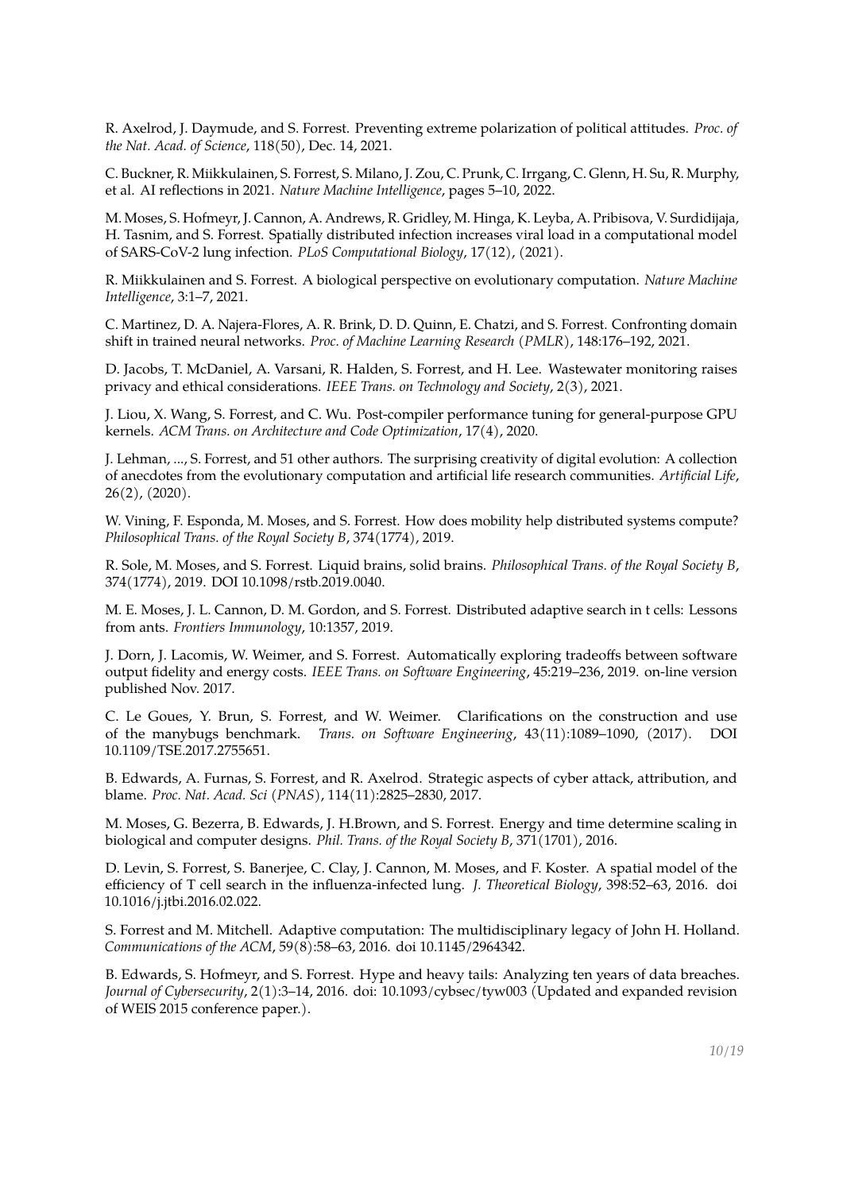R. Axelrod, J. Daymude, and S. Forrest. Preventing extreme polarization of political attitudes. *Proc. of the Nat. Acad. of Science*, 118(50), Dec. 14, 2021.

C. Buckner, R. Miikkulainen, S. Forrest, S. Milano, J. Zou, C. Prunk, C. Irrgang, C. Glenn, H. Su, R. Murphy, et al. AI reflections in 2021. *Nature Machine Intelligence*, pages 5–10, 2022.

M. Moses, S. Hofmeyr, J. Cannon, A. Andrews, R. Gridley, M. Hinga, K. Leyba, A. Pribisova, V. Surdidijaja, H. Tasnim, and S. Forrest. Spatially distributed infection increases viral load in a computational model of SARS-CoV-2 lung infection. *PLoS Computational Biology*, 17(12), (2021).

R. Miikkulainen and S. Forrest. A biological perspective on evolutionary computation. *Nature Machine Intelligence*, 3:1–7, 2021.

C. Martinez, D. A. Najera-Flores, A. R. Brink, D. D. Quinn, E. Chatzi, and S. Forrest. Confronting domain shift in trained neural networks. *Proc. of Machine Learning Research (PMLR)*, 148:176–192, 2021.

D. Jacobs, T. McDaniel, A. Varsani, R. Halden, S. Forrest, and H. Lee. Wastewater monitoring raises privacy and ethical considerations. *IEEE Trans. on Technology and Society*, 2(3), 2021.

J. Liou, X. Wang, S. Forrest, and C. Wu. Post-compiler performance tuning for general-purpose GPU kernels. *ACM Trans. on Architecture and Code Optimization*, 17(4), 2020.

J. Lehman, ..., S. Forrest, and 51 other authors. The surprising creativity of digital evolution: A collection of anecdotes from the evolutionary computation and artificial life research communities. *Artificial Life*, 26(2), (2020).

W. Vining, F. Esponda, M. Moses, and S. Forrest. How does mobility help distributed systems compute? *Philosophical Trans. of the Royal Society B*, 374(1774), 2019.

R. Sole, M. Moses, and S. Forrest. Liquid brains, solid brains. *Philosophical Trans. of the Royal Society B*, 374(1774), 2019. DOI 10.1098/rstb.2019.0040.

M. E. Moses, J. L. Cannon, D. M. Gordon, and S. Forrest. Distributed adaptive search in t cells: Lessons from ants. *Frontiers Immunology*, 10:1357, 2019.

J. Dorn, J. Lacomis, W. Weimer, and S. Forrest. Automatically exploring tradeoffs between software output fidelity and energy costs. *IEEE Trans. on Software Engineering*, 45:219–236, 2019. on-line version published Nov. 2017.

C. Le Goues, Y. Brun, S. Forrest, and W. Weimer. Clarifications on the construction and use of the manybugs benchmark. *Trans. on Software Engineering*, 43(11):1089–1090, (2017). DOI 10.1109/TSE.2017.2755651.

B. Edwards, A. Furnas, S. Forrest, and R. Axelrod. Strategic aspects of cyber attack, attribution, and blame. *Proc. Nat. Acad. Sci (PNAS)*, 114(11):2825–2830, 2017.

M. Moses, G. Bezerra, B. Edwards, J. H.Brown, and S. Forrest. Energy and time determine scaling in biological and computer designs. *Phil. Trans. of the Royal Society B*, 371(1701), 2016.

D. Levin, S. Forrest, S. Banerjee, C. Clay, J. Cannon, M. Moses, and F. Koster. A spatial model of the efficiency of T cell search in the influenza-infected lung. *J. Theoretical Biology*, 398:52–63, 2016. doi 10.1016/j.jtbi.2016.02.022.

S. Forrest and M. Mitchell. Adaptive computation: The multidisciplinary legacy of John H. Holland. *Communications of the ACM*, 59(8):58–63, 2016. doi 10.1145/2964342.

B. Edwards, S. Hofmeyr, and S. Forrest. Hype and heavy tails: Analyzing ten years of data breaches. *Journal of Cybersecurity*, 2(1):3–14, 2016. doi: 10.1093/cybsec/tyw003 (Updated and expanded revision of WEIS 2015 conference paper.).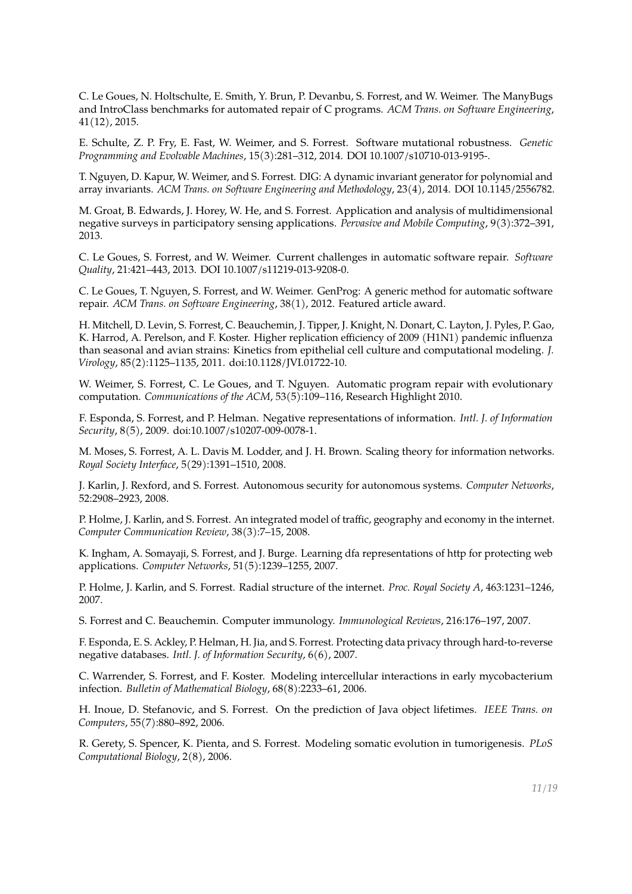C. Le Goues, N. Holtschulte, E. Smith, Y. Brun, P. Devanbu, S. Forrest, and W. Weimer. The ManyBugs and IntroClass benchmarks for automated repair of C programs. *ACM Trans. on Software Engineering*, 41(12), 2015.

E. Schulte, Z. P. Fry, E. Fast, W. Weimer, and S. Forrest. Software mutational robustness. *Genetic Programming and Evolvable Machines*, 15(3):281–312, 2014. DOI 10.1007/s10710-013-9195-.

T. Nguyen, D. Kapur, W. Weimer, and S. Forrest. DIG: A dynamic invariant generator for polynomial and array invariants. *ACM Trans. on Software Engineering and Methodology*, 23(4), 2014. DOI 10.1145/2556782.

M. Groat, B. Edwards, J. Horey, W. He, and S. Forrest. Application and analysis of multidimensional negative surveys in participatory sensing applications. *Pervasive and Mobile Computing*, 9(3):372–391, 2013.

C. Le Goues, S. Forrest, and W. Weimer. Current challenges in automatic software repair. *Software Quality*, 21:421–443, 2013. DOI 10.1007/s11219-013-9208-0.

C. Le Goues, T. Nguyen, S. Forrest, and W. Weimer. GenProg: A generic method for automatic software repair. *ACM Trans. on Software Engineering*, 38(1), 2012. Featured article award.

H. Mitchell, D. Levin, S. Forrest, C. Beauchemin, J. Tipper, J. Knight, N. Donart, C. Layton, J. Pyles, P. Gao, K. Harrod, A. Perelson, and F. Koster. Higher replication efficiency of 2009 (H1N1) pandemic influenza than seasonal and avian strains: Kinetics from epithelial cell culture and computational modeling. *J. Virology*, 85(2):1125–1135, 2011. doi:10.1128/JVI.01722-10.

W. Weimer, S. Forrest, C. Le Goues, and T. Nguyen. Automatic program repair with evolutionary computation. *Communications of the ACM*, 53(5):109–116, Research Highlight 2010.

F. Esponda, S. Forrest, and P. Helman. Negative representations of information. *Intl. J. of Information Security*, 8(5), 2009. doi:10.1007/s10207-009-0078-1.

M. Moses, S. Forrest, A. L. Davis M. Lodder, and J. H. Brown. Scaling theory for information networks. *Royal Society Interface*, 5(29):1391–1510, 2008.

J. Karlin, J. Rexford, and S. Forrest. Autonomous security for autonomous systems. *Computer Networks*, 52:2908–2923, 2008.

P. Holme, J. Karlin, and S. Forrest. An integrated model of traffic, geography and economy in the internet. *Computer Communication Review*, 38(3):7–15, 2008.

K. Ingham, A. Somayaji, S. Forrest, and J. Burge. Learning dfa representations of http for protecting web applications. *Computer Networks*, 51(5):1239–1255, 2007.

P. Holme, J. Karlin, and S. Forrest. Radial structure of the internet. *Proc. Royal Society A*, 463:1231–1246, 2007.

S. Forrest and C. Beauchemin. Computer immunology. *Immunological Reviews*, 216:176–197, 2007.

F. Esponda, E. S. Ackley, P. Helman, H. Jia, and S. Forrest. Protecting data privacy through hard-to-reverse negative databases. *Intl. J. of Information Security*, 6(6), 2007.

C. Warrender, S. Forrest, and F. Koster. Modeling intercellular interactions in early mycobacterium infection. *Bulletin of Mathematical Biology*, 68(8):2233–61, 2006.

H. Inoue, D. Stefanovic, and S. Forrest. On the prediction of Java object lifetimes. *IEEE Trans. on Computers*, 55(7):880–892, 2006.

R. Gerety, S. Spencer, K. Pienta, and S. Forrest. Modeling somatic evolution in tumorigenesis. *PLoS Computational Biology*, 2(8), 2006.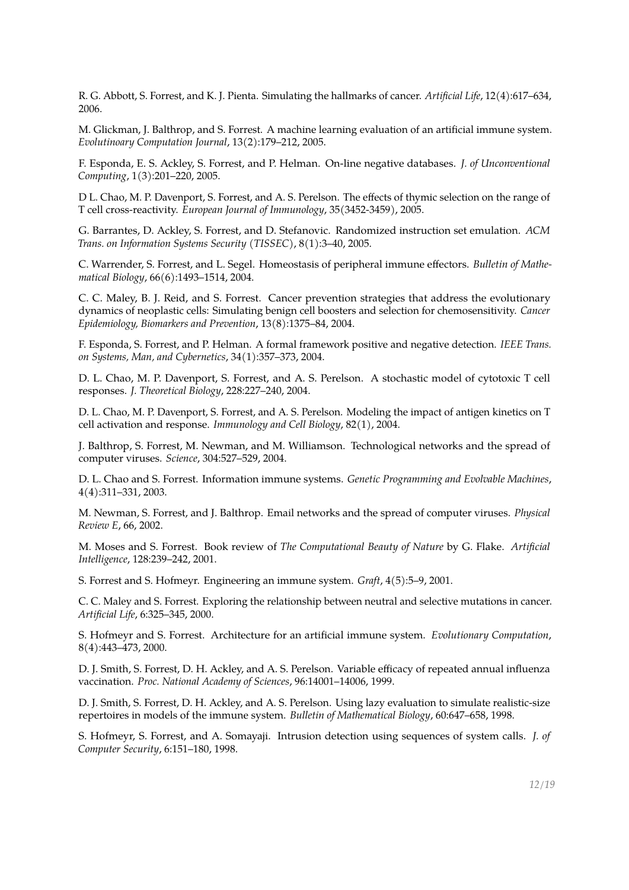R. G. Abbott, S. Forrest, and K. J. Pienta. Simulating the hallmarks of cancer. *Artificial Life*, 12(4):617–634, 2006.

M. Glickman, J. Balthrop, and S. Forrest. A machine learning evaluation of an artificial immune system. *Evolutinoary Computation Journal*, 13(2):179–212, 2005.

F. Esponda, E. S. Ackley, S. Forrest, and P. Helman. On-line negative databases. *J. of Unconventional Computing*, 1(3):201–220, 2005.

D L. Chao, M. P. Davenport, S. Forrest, and A. S. Perelson. The effects of thymic selection on the range of T cell cross-reactivity. *European Journal of Immunology*, 35(3452-3459), 2005.

G. Barrantes, D. Ackley, S. Forrest, and D. Stefanovic. Randomized instruction set emulation. *ACM Trans. on Information Systems Security (TISSEC)*, 8(1):3–40, 2005.

C. Warrender, S. Forrest, and L. Segel. Homeostasis of peripheral immune effectors. *Bulletin of Mathematical Biology*, 66(6):1493–1514, 2004.

C. C. Maley, B. J. Reid, and S. Forrest. Cancer prevention strategies that address the evolutionary dynamics of neoplastic cells: Simulating benign cell boosters and selection for chemosensitivity. *Cancer Epidemiology, Biomarkers and Prevention*, 13(8):1375–84, 2004.

F. Esponda, S. Forrest, and P. Helman. A formal framework positive and negative detection. *IEEE Trans. on Systems, Man, and Cybernetics*, 34(1):357–373, 2004.

D. L. Chao, M. P. Davenport, S. Forrest, and A. S. Perelson. A stochastic model of cytotoxic T cell responses. *J. Theoretical Biology*, 228:227–240, 2004.

D. L. Chao, M. P. Davenport, S. Forrest, and A. S. Perelson. Modeling the impact of antigen kinetics on T cell activation and response. *Immunology and Cell Biology*, 82(1), 2004.

J. Balthrop, S. Forrest, M. Newman, and M. Williamson. Technological networks and the spread of computer viruses. *Science*, 304:527–529, 2004.

D. L. Chao and S. Forrest. Information immune systems. *Genetic Programming and Evolvable Machines*, 4(4):311–331, 2003.

M. Newman, S. Forrest, and J. Balthrop. Email networks and the spread of computer viruses. *Physical Review E*, 66, 2002.

M. Moses and S. Forrest. Book review of *The Computational Beauty of Nature* by G. Flake. *Artificial Intelligence*, 128:239–242, 2001.

S. Forrest and S. Hofmeyr. Engineering an immune system. *Graft*, 4(5):5–9, 2001.

C. C. Maley and S. Forrest. Exploring the relationship between neutral and selective mutations in cancer. *Artificial Life*, 6:325–345, 2000.

S. Hofmeyr and S. Forrest. Architecture for an artificial immune system. *Evolutionary Computation*, 8(4):443–473, 2000.

D. J. Smith, S. Forrest, D. H. Ackley, and A. S. Perelson. Variable efficacy of repeated annual influenza vaccination. *Proc. National Academy of Sciences*, 96:14001–14006, 1999.

D. J. Smith, S. Forrest, D. H. Ackley, and A. S. Perelson. Using lazy evaluation to simulate realistic-size repertoires in models of the immune system. *Bulletin of Mathematical Biology*, 60:647–658, 1998.

S. Hofmeyr, S. Forrest, and A. Somayaji. Intrusion detection using sequences of system calls. *J. of Computer Security*, 6:151–180, 1998.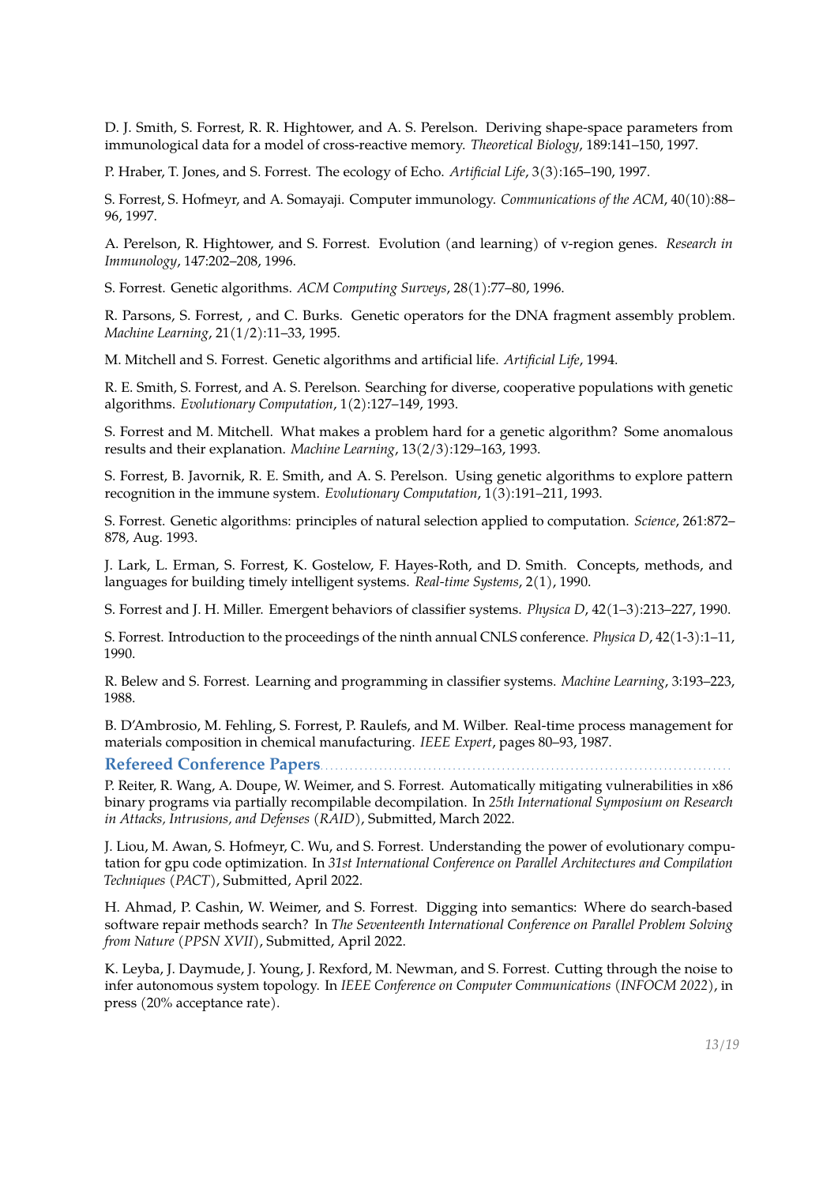D. J. Smith, S. Forrest, R. R. Hightower, and A. S. Perelson. Deriving shape-space parameters from immunological data for a model of cross-reactive memory. *Theoretical Biology*, 189:141–150, 1997.

P. Hraber, T. Jones, and S. Forrest. The ecology of Echo. *Artificial Life*, 3(3):165–190, 1997.

S. Forrest, S. Hofmeyr, and A. Somayaji. Computer immunology. *Communications of the ACM*, 40(10):88–96, 1997.

A. Perelson, R. Hightower, and S. Forrest. Evolution (and learning) of v-region genes. *Research in Immunology*, 147:202–208, 1996.

S. Forrest. Genetic algorithms. *ACM Computing Surveys*, 28(1):77–80, 1996.

R. Parsons, S. Forrest, , and C. Burks. Genetic operators for the DNA fragment assembly problem. *Machine Learning*, 21(1/2):11–33, 1995.

M. Mitchell and S. Forrest. Genetic algorithms and artificial life. *Artificial Life*, 1994.

R. E. Smith, S. Forrest, and A. S. Perelson. Searching for diverse, cooperative populations with genetic algorithms. *Evolutionary Computation*, 1(2):127–149, 1993.

S. Forrest and M. Mitchell. What makes a problem hard for a genetic algorithm? Some anomalous results and their explanation. *Machine Learning*, 13(2/3):129–163, 1993.

S. Forrest, B. Javornik, R. E. Smith, and A. S. Perelson. Using genetic algorithms to explore pattern recognition in the immune system. *Evolutionary Computation*, 1(3):191–211, 1993.

S. Forrest. Genetic algorithms: principles of natural selection applied to computation. *Science*, 261:872–878, Aug. 1993.

J. Lark, L. Erman, S. Forrest, K. Gostelow, F. Hayes-Roth, and D. Smith. Concepts, methods, and languages for building timely intelligent systems. *Real-time Systems*, 2(1), 1990.

S. Forrest and J. H. Miller. Emergent behaviors of classifier systems. *Physica D*, 42(1–3):213–227, 1990.

S. Forrest. Introduction to the proceedings of the ninth annual CNLS conference. *Physica D*, 42(1-3):1–11, 1990.

R. Belew and S. Forrest. Learning and programming in classifier systems. *Machine Learning*, 3:193–223, 1988.

B. D'Ambrosio, M. Fehling, S. Forrest, P. Raulefs, and M. Wilber. Real-time process management for materials composition in chemical manufacturing. *IEEE Expert*, pages 80–93, 1987.

## Refereed Conference Papers

P. Reiter, R. Wang, A. Doupe, W. Weimer, and S. Forrest. Automatically mitigating vulnerabilities in x86 binary programs via partially recompilable decompilation. In *25th International Symposium on Research in Attacks, Intrusions, and Defenses (RAID)*, Submitted, March 2022.

J. Liou, M. Awan, S. Hofmeyr, C. Wu, and S. Forrest. Understanding the power of evolutionary computation for gpu code optimization. In *31st International Conference on Parallel Architectures and Compilation Techniques (PACT)*, Submitted, April 2022.

H. Ahmad, P. Cashin, W. Weimer, and S. Forrest. Digging into semantics: Where do search-based software repair methods search? In *The Seventeenth International Conference on Parallel Problem Solving from Nature (PPSN XVII)*, Submitted, April 2022.

K. Leyba, J. Daymude, J. Young, J. Rexford, M. Newman, and S. Forrest. Cutting through the noise to infer autonomous system topology. In *IEEE Conference on Computer Communications (INFOCM 2022)*, in press (20% acceptance rate).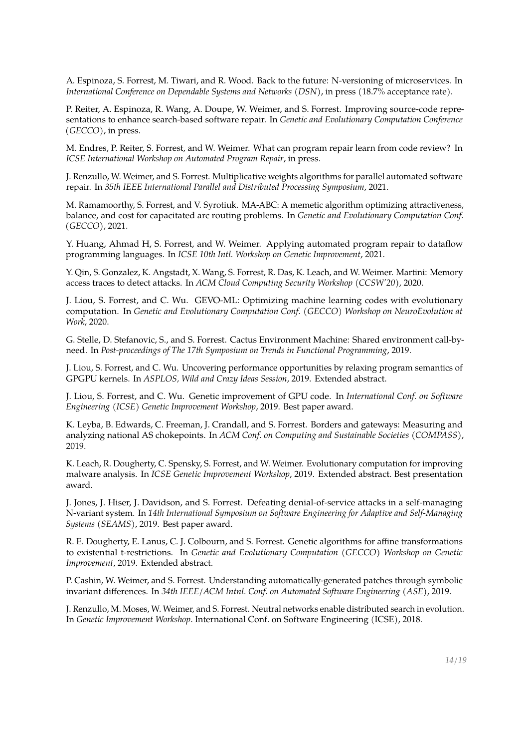A. Espinoza, S. Forrest, M. Tiwari, and R. Wood. Back to the future: N-versioning of microservices. In *International Conference on Dependable Systems and Networks (DSN)*, in press (18.7% acceptance rate).

P. Reiter, A. Espinoza, R. Wang, A. Doupe, W. Weimer, and S. Forrest. Improving source-code representations to enhance search-based software repair. In *Genetic and Evolutionary Computation Conference (GECCO)*, in press.

M. Endres, P. Reiter, S. Forrest, and W. Weimer. What can program repair learn from code review? In *ICSE International Workshop on Automated Program Repair*, in press.

J. Renzullo, W. Weimer, and S. Forrest. Multiplicative weights algorithms for parallel automated software repair. In *35th IEEE International Parallel and Distributed Processing Symposium*, 2021.

M. Ramamoorthy, S. Forrest, and V. Syrotiuk. MA-ABC: A memetic algorithm optimizing attractiveness, balance, and cost for capacitated arc routing problems. In *Genetic and Evolutionary Computation Conf. (GECCO)*, 2021.

Y. Huang, Ahmad H, S. Forrest, and W. Weimer. Applying automated program repair to dataflow programming languages. In *ICSE 10th Intl. Workshop on Genetic Improvement*, 2021.

Y. Qin, S. Gonzalez, K. Angstadt, X. Wang, S. Forrest, R. Das, K. Leach, and W. Weimer. Martini: Memory access traces to detect attacks. In *ACM Cloud Computing Security Workshop (CCSW'20)*, 2020.

J. Liou, S. Forrest, and C. Wu. GEVO-ML: Optimizing machine learning codes with evolutionary computation. In *Genetic and Evolutionary Computation Conf. (GECCO) Workshop on NeuroEvolution at Work*, 2020.

G. Stelle, D. Stefanovic, S., and S. Forrest. Cactus Environment Machine: Shared environment call-by-need. In *Post-proceedings of The 17th Symposium on Trends in Functional Programming*, 2019.

J. Liou, S. Forrest, and C. Wu. Uncovering performance opportunities by relaxing program semantics of GPGPU kernels. In *ASPLOS, Wild and Crazy Ideas Session*, 2019. Extended abstract.

J. Liou, S. Forrest, and C. Wu. Genetic improvement of GPU code. In *International Conf. on Software Engineering (ICSE) Genetic Improvement Workshop*, 2019. Best paper award.

K. Leyba, B. Edwards, C. Freeman, J. Crandall, and S. Forrest. Borders and gateways: Measuring and analyzing national AS chokepoints. In *ACM Conf. on Computing and Sustainable Societies (COMPASS)*, 2019.

K. Leach, R. Dougherty, C. Spensky, S. Forrest, and W. Weimer. Evolutionary computation for improving malware analysis. In *ICSE Genetic Improvement Workshop*, 2019. Extended abstract. Best presentation award.

J. Jones, J. Hiser, J. Davidson, and S. Forrest. Defeating denial-of-service attacks in a self-managing N-variant system. In *14th International Symposium on Software Engineering for Adaptive and Self-Managing Systems (SEAMS)*, 2019. Best paper award.

R. E. Dougherty, E. Lanus, C. J. Colbourn, and S. Forrest. Genetic algorithms for affine transformations to existential t-restrictions. In *Genetic and Evolutionary Computation (GECCO) Workshop on Genetic Improvement*, 2019. Extended abstract.

P. Cashin, W. Weimer, and S. Forrest. Understanding automatically-generated patches through symbolic invariant differences. In *34th IEEE/ACM Intnl. Conf. on Automated Software Engineering (ASE)*, 2019.

J. Renzullo, M. Moses, W. Weimer, and S. Forrest. Neutral networks enable distributed search in evolution. In *Genetic Improvement Workshop*. International Conf. on Software Engineering (ICSE), 2018.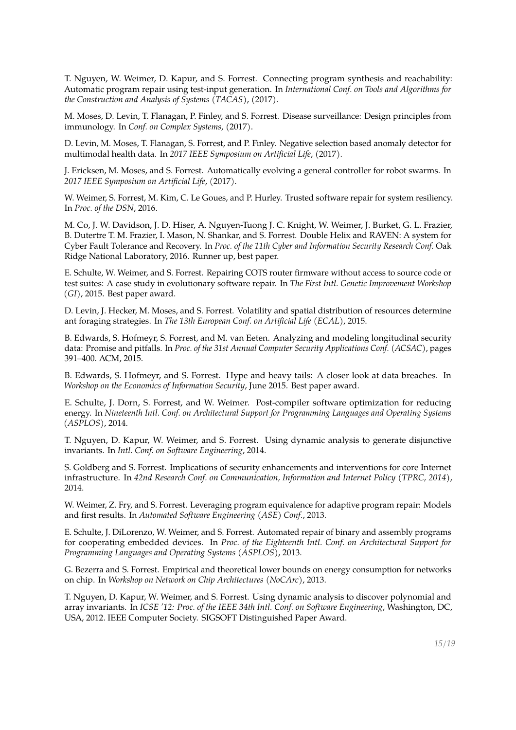T. Nguyen, W. Weimer, D. Kapur, and S. Forrest. Connecting program synthesis and reachability: Automatic program repair using test-input generation. In *International Conf. on Tools and Algorithms for the Construction and Analysis of Systems (TACAS)*, (2017).

M. Moses, D. Levin, T. Flanagan, P. Finley, and S. Forrest. Disease surveillance: Design principles from immunology. In *Conf. on Complex Systems*, (2017).

D. Levin, M. Moses, T. Flanagan, S. Forrest, and P. Finley. Negative selection based anomaly detector for multimodal health data. In *2017 IEEE Symposium on Artificial Life*, (2017).

J. Ericksen, M. Moses, and S. Forrest. Automatically evolving a general controller for robot swarms. In *2017 IEEE Symposium on Artificial Life*, (2017).

W. Weimer, S. Forrest, M. Kim, C. Le Goues, and P. Hurley. Trusted software repair for system resiliency. In *Proc. of the DSN*, 2016.

M. Co, J. W. Davidson, J. D. Hiser, A. Nguyen-Tuong J. C. Knight, W. Weimer, J. Burket, G. L. Frazier, B. Dutertre T. M. Frazier, I. Mason, N. Shankar, and S. Forrest. Double Helix and RAVEN: A system for Cyber Fault Tolerance and Recovery. In *Proc. of the 11th Cyber and Information Security Research Conf.* Oak Ridge National Laboratory, 2016. Runner up, best paper.

E. Schulte, W. Weimer, and S. Forrest. Repairing COTS router firmware without access to source code or test suites: A case study in evolutionary software repair. In *The First Intl. Genetic Improvement Workshop (GI)*, 2015. Best paper award.

D. Levin, J. Hecker, M. Moses, and S. Forrest. Volatility and spatial distribution of resources determine ant foraging strategies. In *The 13th European Conf. on Artificial Life (ECAL)*, 2015.

B. Edwards, S. Hofmeyr, S. Forrest, and M. van Eeten. Analyzing and modeling longitudinal security data: Promise and pitfalls. In *Proc. of the 31st Annual Computer Security Applications Conf. (ACSAC)*, pages 391–400. ACM, 2015.

B. Edwards, S. Hofmeyr, and S. Forrest. Hype and heavy tails: A closer look at data breaches. In *Workshop on the Economics of Information Security*, June 2015. Best paper award.

E. Schulte, J. Dorn, S. Forrest, and W. Weimer. Post-compiler software optimization for reducing energy. In *Nineteenth Intl. Conf. on Architectural Support for Programming Languages and Operating Systems (ASPLOS)*, 2014.

T. Nguyen, D. Kapur, W. Weimer, and S. Forrest. Using dynamic analysis to generate disjunctive invariants. In *Intl. Conf. on Software Engineering*, 2014.

S. Goldberg and S. Forrest. Implications of security enhancements and interventions for core Internet infrastructure. In *42nd Research Conf. on Communication, Information and Internet Policy (TPRC, 2014)*, 2014.

W. Weimer, Z. Fry, and S. Forrest. Leveraging program equivalence for adaptive program repair: Models and first results. In *Automated Software Engineering (ASE) Conf.*, 2013.

E. Schulte, J. DiLorenzo, W. Weimer, and S. Forrest. Automated repair of binary and assembly programs for cooperating embedded devices. In *Proc. of the Eighteenth Intl. Conf. on Architectural Support for Programming Languages and Operating Systems (ASPLOS)*, 2013.

G. Bezerra and S. Forrest. Empirical and theoretical lower bounds on energy consumption for networks on chip. In *Workshop on Network on Chip Architectures (NoCArc)*, 2013.

T. Nguyen, D. Kapur, W. Weimer, and S. Forrest. Using dynamic analysis to discover polynomial and array invariants. In *ICSE '12: Proc. of the IEEE 34th Intl. Conf. on Software Engineering*, Washington, DC, USA, 2012. IEEE Computer Society. SIGSOFT Distinguished Paper Award.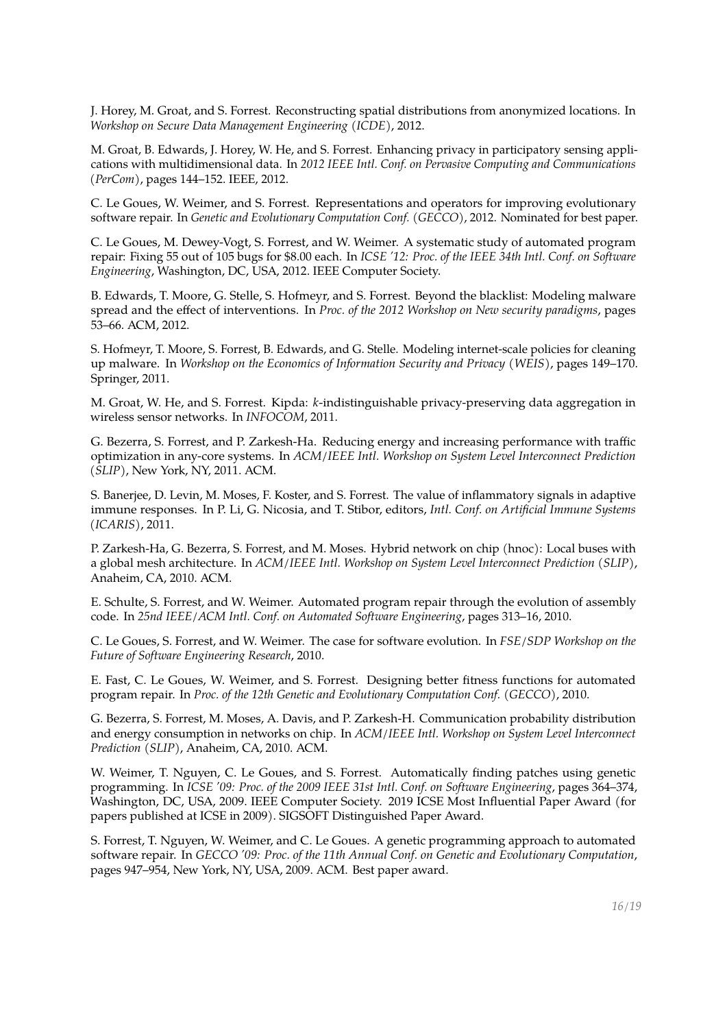J. Horey, M. Groat, and S. Forrest. Reconstructing spatial distributions from anonymized locations. In *Workshop on Secure Data Management Engineering (ICDE)*, 2012.

M. Groat, B. Edwards, J. Horey, W. He, and S. Forrest. Enhancing privacy in participatory sensing applications with multidimensional data. In *2012 IEEE Intl. Conf. on Pervasive Computing and Communications (PerCom)*, pages 144–152. IEEE, 2012.

C. Le Goues, W. Weimer, and S. Forrest. Representations and operators for improving evolutionary software repair. In *Genetic and Evolutionary Computation Conf. (GECCO)*, 2012. Nominated for best paper.

C. Le Goues, M. Dewey-Vogt, S. Forrest, and W. Weimer. A systematic study of automated program repair: Fixing 55 out of 105 bugs for $8.00 each. In *ICSE '12: Proc. of the IEEE 34th Intl. Conf. on Software Engineering*, Washington, DC, USA, 2012. IEEE Computer Society.

B. Edwards, T. Moore, G. Stelle, S. Hofmeyr, and S. Forrest. Beyond the blacklist: Modeling malware spread and the effect of interventions. In *Proc. of the 2012 Workshop on New security paradigms*, pages 53–66. ACM, 2012.

S. Hofmeyr, T. Moore, S. Forrest, B. Edwards, and G. Stelle. Modeling internet-scale policies for cleaning up malware. In *Workshop on the Economics of Information Security and Privacy (WEIS)*, pages 149–170. Springer, 2011.

M. Groat, W. He, and S. Forrest. Kipda: *k*-indistinguishable privacy-preserving data aggregation in wireless sensor networks. In *INFOCOM*, 2011.

G. Bezerra, S. Forrest, and P. Zarkesh-Ha. Reducing energy and increasing performance with traffic optimization in any-core systems. In *ACM/IEEE Intl. Workshop on System Level Interconnect Prediction (SLIP)*, New York, NY, 2011. ACM.

S. Banerjee, D. Levin, M. Moses, F. Koster, and S. Forrest. The value of inflammatory signals in adaptive immune responses. In P. Li, G. Nicosia, and T. Stibor, editors, *Intl. Conf. on Artificial Immune Systems (ICARIS)*, 2011.

P. Zarkesh-Ha, G. Bezerra, S. Forrest, and M. Moses. Hybrid network on chip (hnoc): Local buses with a global mesh architecture. In *ACM/IEEE Intl. Workshop on System Level Interconnect Prediction (SLIP)*, Anaheim, CA, 2010. ACM.

E. Schulte, S. Forrest, and W. Weimer. Automated program repair through the evolution of assembly code. In *25nd IEEE/ACM Intl. Conf. on Automated Software Engineering*, pages 313–16, 2010.

C. Le Goues, S. Forrest, and W. Weimer. The case for software evolution. In *FSE/SDP Workshop on the Future of Software Engineering Research*, 2010.

E. Fast, C. Le Goues, W. Weimer, and S. Forrest. Designing better fitness functions for automated program repair. In *Proc. of the 12th Genetic and Evolutionary Computation Conf. (GECCO)*, 2010.

G. Bezerra, S. Forrest, M. Moses, A. Davis, and P. Zarkesh-H. Communication probability distribution and energy consumption in networks on chip. In *ACM/IEEE Intl. Workshop on System Level Interconnect Prediction (SLIP)*, Anaheim, CA, 2010. ACM.

W. Weimer, T. Nguyen, C. Le Goues, and S. Forrest. Automatically finding patches using genetic programming. In *ICSE '09: Proc. of the 2009 IEEE 31st Intl. Conf. on Software Engineering*, pages 364–374, Washington, DC, USA, 2009. IEEE Computer Society. 2019 ICSE Most Influential Paper Award (for papers published at ICSE in 2009). SIGSOFT Distinguished Paper Award.

S. Forrest, T. Nguyen, W. Weimer, and C. Le Goues. A genetic programming approach to automated software repair. In *GECCO '09: Proc. of the 11th Annual Conf. on Genetic and Evolutionary Computation*, pages 947–954, New York, NY, USA, 2009. ACM. Best paper award.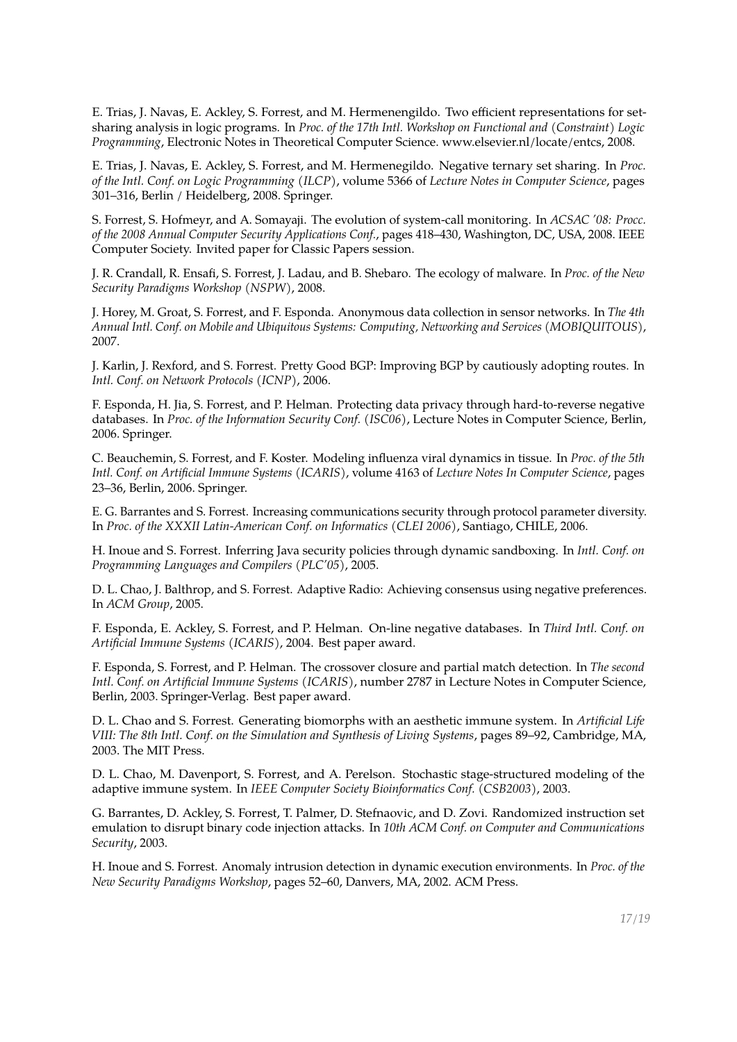E. Trias, J. Navas, E. Ackley, S. Forrest, and M. Hermenengildo. Two efficient representations for set-sharing analysis in logic programs. In *Proc. of the 17th Intl. Workshop on Functional and (Constraint) Logic Programming*, Electronic Notes in Theoretical Computer Science. www.elsevier.nl/locate/entcs, 2008.

E. Trias, J. Navas, E. Ackley, S. Forrest, and M. Hermenegildo. Negative ternary set sharing. In *Proc. of the Intl. Conf. on Logic Programming (ILCP)*, volume 5366 of *Lecture Notes in Computer Science*, pages 301–316, Berlin / Heidelberg, 2008. Springer.

S. Forrest, S. Hofmeyr, and A. Somayaji. The evolution of system-call monitoring. In *ACSAC '08: Procc. of the 2008 Annual Computer Security Applications Conf.*, pages 418–430, Washington, DC, USA, 2008. IEEE Computer Society. Invited paper for Classic Papers session.

J. R. Crandall, R. Ensafi, S. Forrest, J. Ladau, and B. Shebaro. The ecology of malware. In *Proc. of the New Security Paradigms Workshop (NSPW)*, 2008.

J. Horey, M. Groat, S. Forrest, and F. Esponda. Anonymous data collection in sensor networks. In *The 4th Annual Intl. Conf. on Mobile and Ubiquitous Systems: Computing, Networking and Services (MOBIQUITOUS)*, 2007.

J. Karlin, J. Rexford, and S. Forrest. Pretty Good BGP: Improving BGP by cautiously adopting routes. In *Intl. Conf. on Network Protocols (ICNP)*, 2006.

F. Esponda, H. Jia, S. Forrest, and P. Helman. Protecting data privacy through hard-to-reverse negative databases. In *Proc. of the Information Security Conf. (ISC06)*, Lecture Notes in Computer Science, Berlin, 2006. Springer.

C. Beauchemin, S. Forrest, and F. Koster. Modeling influenza viral dynamics in tissue. In *Proc. of the 5th Intl. Conf. on Artificial Immune Systems (ICARIS)*, volume 4163 of *Lecture Notes In Computer Science*, pages 23–36, Berlin, 2006. Springer.

E. G. Barrantes and S. Forrest. Increasing communications security through protocol parameter diversity. In *Proc. of the XXXII Latin-American Conf. on Informatics (CLEI 2006)*, Santiago, CHILE, 2006.

H. Inoue and S. Forrest. Inferring Java security policies through dynamic sandboxing. In *Intl. Conf. on Programming Languages and Compilers (PLC'05)*, 2005.

D. L. Chao, J. Balthrop, and S. Forrest. Adaptive Radio: Achieving consensus using negative preferences. In *ACM Group*, 2005.

F. Esponda, E. Ackley, S. Forrest, and P. Helman. On-line negative databases. In *Third Intl. Conf. on Artificial Immune Systems (ICARIS)*, 2004. Best paper award.

F. Esponda, S. Forrest, and P. Helman. The crossover closure and partial match detection. In *The second Intl. Conf. on Artificial Immune Systems (ICARIS)*, number 2787 in Lecture Notes in Computer Science, Berlin, 2003. Springer-Verlag. Best paper award.

D. L. Chao and S. Forrest. Generating biomorphs with an aesthetic immune system. In *Artificial Life VIII: The 8th Intl. Conf. on the Simulation and Synthesis of Living Systems*, pages 89–92, Cambridge, MA, 2003. The MIT Press.

D. L. Chao, M. Davenport, S. Forrest, and A. Perelson. Stochastic stage-structured modeling of the adaptive immune system. In *IEEE Computer Society Bioinformatics Conf. (CSB2003)*, 2003.

G. Barrantes, D. Ackley, S. Forrest, T. Palmer, D. Stefnaovic, and D. Zovi. Randomized instruction set emulation to disrupt binary code injection attacks. In *10th ACM Conf. on Computer and Communications Security*, 2003.

H. Inoue and S. Forrest. Anomaly intrusion detection in dynamic execution environments. In *Proc. of the New Security Paradigms Workshop*, pages 52–60, Danvers, MA, 2002. ACM Press.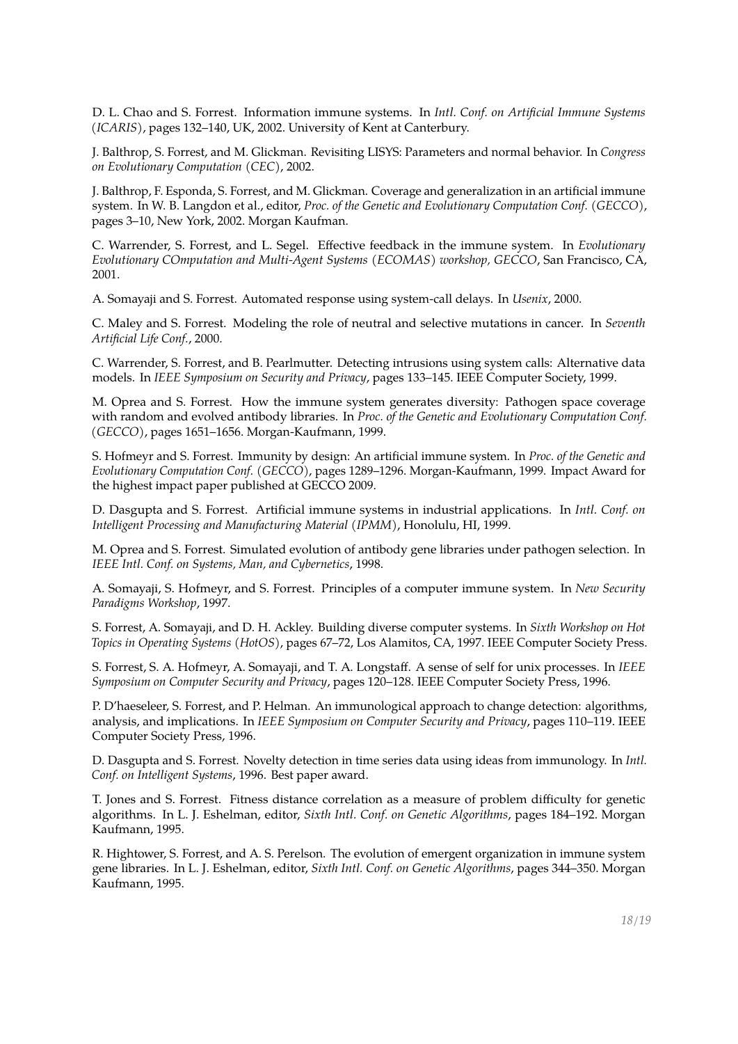D. L. Chao and S. Forrest. Information immune systems. In *Intl. Conf. on Artificial Immune Systems (ICARIS)*, pages 132–140, UK, 2002. University of Kent at Canterbury.

J. Balthrop, S. Forrest, and M. Glickman. Revisiting LISYS: Parameters and normal behavior. In *Congress on Evolutionary Computation (CEC)*, 2002.

J. Balthrop, F. Esponda, S. Forrest, and M. Glickman. Coverage and generalization in an artificial immune system. In W. B. Langdon et al., editor, *Proc. of the Genetic and Evolutionary Computation Conf. (GECCO)*, pages 3–10, New York, 2002. Morgan Kaufman.

C. Warrender, S. Forrest, and L. Segel. Effective feedback in the immune system. In *Evolutionary Evolutionary COmputation and Multi-Agent Systems (ECOMAS) workshop, GECCO*, San Francisco, CA, 2001.

A. Somayaji and S. Forrest. Automated response using system-call delays. In *Usenix*, 2000.

C. Maley and S. Forrest. Modeling the role of neutral and selective mutations in cancer. In *Seventh Artificial Life Conf.*, 2000.

C. Warrender, S. Forrest, and B. Pearlmutter. Detecting intrusions using system calls: Alternative data models. In *IEEE Symposium on Security and Privacy*, pages 133–145. IEEE Computer Society, 1999.

M. Oprea and S. Forrest. How the immune system generates diversity: Pathogen space coverage with random and evolved antibody libraries. In *Proc. of the Genetic and Evolutionary Computation Conf. (GECCO)*, pages 1651–1656. Morgan-Kaufmann, 1999.

S. Hofmeyr and S. Forrest. Immunity by design: An artificial immune system. In *Proc. of the Genetic and Evolutionary Computation Conf. (GECCO)*, pages 1289–1296. Morgan-Kaufmann, 1999. Impact Award for the highest impact paper published at GECCO 2009.

D. Dasgupta and S. Forrest. Artificial immune systems in industrial applications. In *Intl. Conf. on Intelligent Processing and Manufacturing Material (IPMM)*, Honolulu, HI, 1999.

M. Oprea and S. Forrest. Simulated evolution of antibody gene libraries under pathogen selection. In *IEEE Intl. Conf. on Systems, Man, and Cybernetics*, 1998.

A. Somayaji, S. Hofmeyr, and S. Forrest. Principles of a computer immune system. In *New Security Paradigms Workshop*, 1997.

S. Forrest, A. Somayaji, and D. H. Ackley. Building diverse computer systems. In *Sixth Workshop on Hot Topics in Operating Systems (HotOS)*, pages 67–72, Los Alamitos, CA, 1997. IEEE Computer Society Press.

S. Forrest, S. A. Hofmeyr, A. Somayaji, and T. A. Longstaff. A sense of self for unix processes. In *IEEE Symposium on Computer Security and Privacy*, pages 120–128. IEEE Computer Society Press, 1996.

P. D'haeseleer, S. Forrest, and P. Helman. An immunological approach to change detection: algorithms, analysis, and implications. In *IEEE Symposium on Computer Security and Privacy*, pages 110–119. IEEE Computer Society Press, 1996.

D. Dasgupta and S. Forrest. Novelty detection in time series data using ideas from immunology. In *Intl. Conf. on Intelligent Systems*, 1996. Best paper award.

T. Jones and S. Forrest. Fitness distance correlation as a measure of problem difficulty for genetic algorithms. In L. J. Eshelman, editor, *Sixth Intl. Conf. on Genetic Algorithms*, pages 184–192. Morgan Kaufmann, 1995.

R. Hightower, S. Forrest, and A. S. Perelson. The evolution of emergent organization in immune system gene libraries. In L. J. Eshelman, editor, *Sixth Intl. Conf. on Genetic Algorithms*, pages 344–350. Morgan Kaufmann, 1995.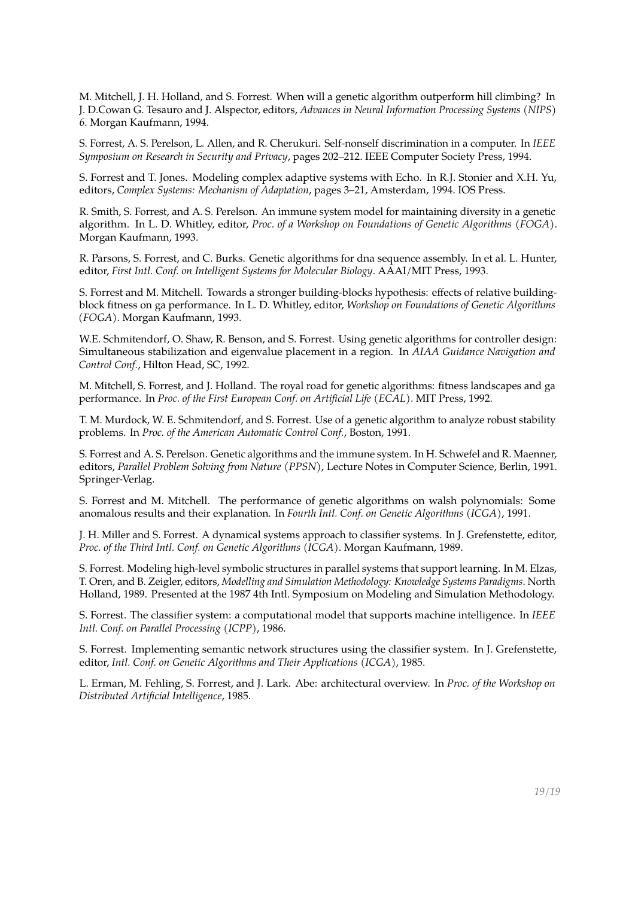M. Mitchell, J. H. Holland, and S. Forrest. When will a genetic algorithm outperform hill climbing? In J. D.Cowan G. Tesauro and J. Alspector, editors, *Advances in Neural Information Processing Systems (NIPS) 6*. Morgan Kaufmann, 1994.

S. Forrest, A. S. Perelson, L. Allen, and R. Cherukuri. Self-nonself discrimination in a computer. In *IEEE Symposium on Research in Security and Privacy*, pages 202–212. IEEE Computer Society Press, 1994.

S. Forrest and T. Jones. Modeling complex adaptive systems with Echo. In R.J. Stonier and X.H. Yu, editors, *Complex Systems: Mechanism of Adaptation*, pages 3–21, Amsterdam, 1994. IOS Press.

R. Smith, S. Forrest, and A. S. Perelson. An immune system model for maintaining diversity in a genetic algorithm. In L. D. Whitley, editor, *Proc. of a Workshop on Foundations of Genetic Algorithms (FOGA)*. Morgan Kaufmann, 1993.

R. Parsons, S. Forrest, and C. Burks. Genetic algorithms for dna sequence assembly. In et al. L. Hunter, editor, *First Intl. Conf. on Intelligent Systems for Molecular Biology*. AAAI/MIT Press, 1993.

S. Forrest and M. Mitchell. Towards a stronger building-blocks hypothesis: effects of relative building-block fitness on ga performance. In L. D. Whitley, editor, *Workshop on Foundations of Genetic Algorithms (FOGA)*. Morgan Kaufmann, 1993.

W.E. Schmitendorf, O. Shaw, R. Benson, and S. Forrest. Using genetic algorithms for controller design: Simultaneous stabilization and eigenvalue placement in a region. In *AIAA Guidance Navigation and Control Conf.*, Hilton Head, SC, 1992.

M. Mitchell, S. Forrest, and J. Holland. The royal road for genetic algorithms: fitness landscapes and ga performance. In *Proc. of the First European Conf. on Artificial Life (ECAL)*. MIT Press, 1992.

T. M. Murdock, W. E. Schmitendorf, and S. Forrest. Use of a genetic algorithm to analyze robust stability problems. In *Proc. of the American Automatic Control Conf.*, Boston, 1991.

S. Forrest and A. S. Perelson. Genetic algorithms and the immune system. In H. Schwefel and R. Maenner, editors, *Parallel Problem Solving from Nature (PPSN)*, Lecture Notes in Computer Science, Berlin, 1991. Springer-Verlag.

S. Forrest and M. Mitchell. The performance of genetic algorithms on walsh polynomials: Some anomalous results and their explanation. In *Fourth Intl. Conf. on Genetic Algorithms (ICGA)*, 1991.

J. H. Miller and S. Forrest. A dynamical systems approach to classifier systems. In J. Grefenstette, editor, *Proc. of the Third Intl. Conf. on Genetic Algorithms (ICGA)*. Morgan Kaufmann, 1989.

S. Forrest. Modeling high-level symbolic structures in parallel systems that support learning. In M. Elzas, T. Oren, and B. Zeigler, editors, *Modelling and Simulation Methodology: Knowledge Systems Paradigms*. North Holland, 1989. Presented at the 1987 4th Intl. Symposium on Modeling and Simulation Methodology.

S. Forrest. The classifier system: a computational model that supports machine intelligence. In *IEEE Intl. Conf. on Parallel Processing (ICPP)*, 1986.

S. Forrest. Implementing semantic network structures using the classifier system. In J. Grefenstette, editor, *Intl. Conf. on Genetic Algorithms and Their Applications (ICGA)*, 1985.

L. Erman, M. Fehling, S. Forrest, and J. Lark. Abe: architectural overview. In *Proc. of the Workshop on Distributed Artificial Intelligence*, 1985.